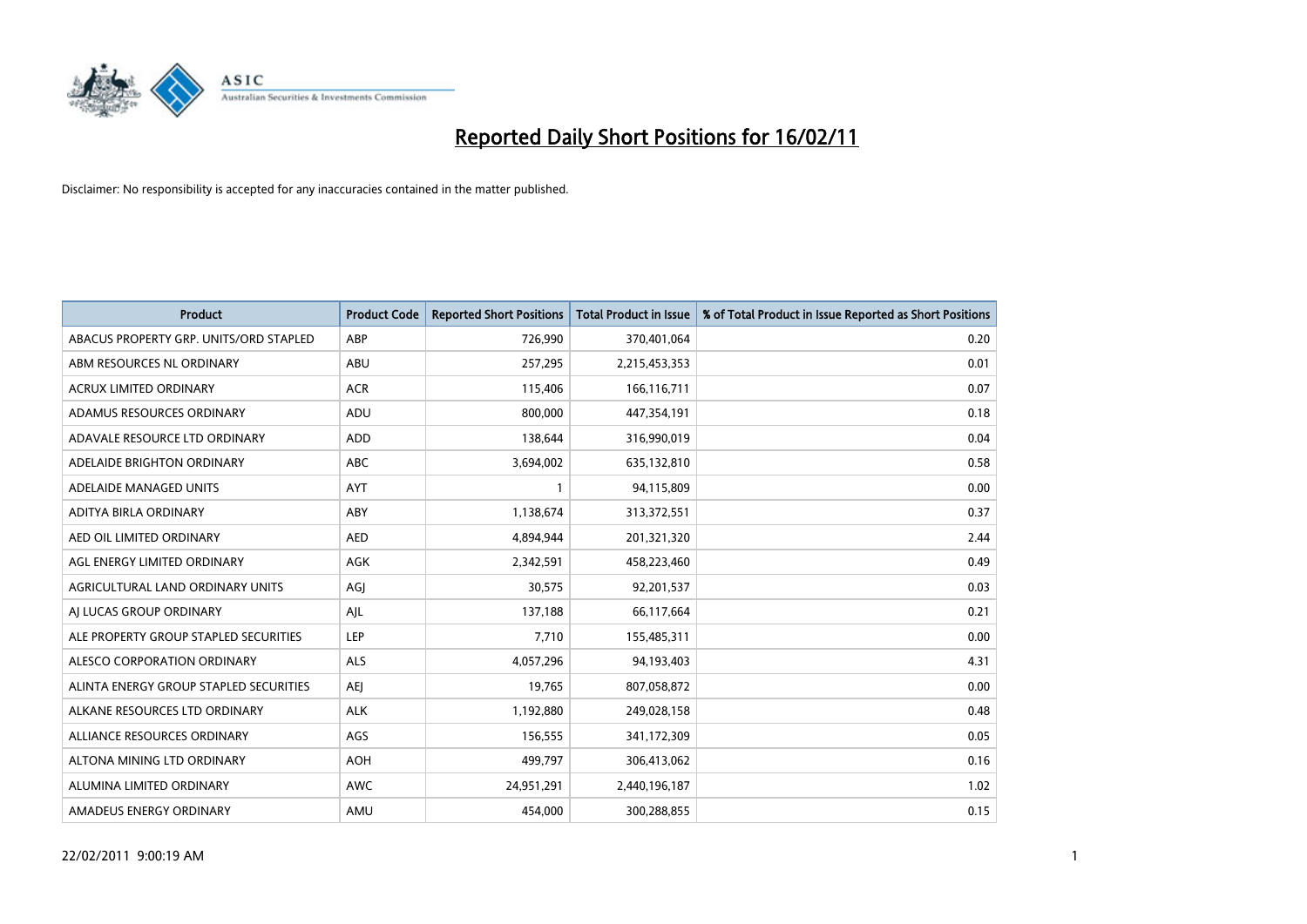# Reported Daily Short Positions for 16/02/11

Disclaimer: No responsibility is accepted for any inaccuracies contained in the matter published.

| Product | Product Code | Reported Short Positions | Total Product in Issue | % of Total Product in Issue Reported as Short Positions |
|---|---|---|---|---|
| ABACUS PROPERTY GRP. UNITS/ORD STAPLED | ABP | 726,990 | 370,401,064 | 0.20 |
| ABM RESOURCES NL ORDINARY | ABU | 257,295 | 2,215,453,353 | 0.01 |
| ACRUX LIMITED ORDINARY | ACR | 115,406 | 166,116,711 | 0.07 |
| ADAMUS RESOURCES ORDINARY | ADU | 800,000 | 447,354,191 | 0.18 |
| ADAVALE RESOURCE LTD ORDINARY | ADD | 138,644 | 316,990,019 | 0.04 |
| ADELAIDE BRIGHTON ORDINARY | ABC | 3,694,002 | 635,132,810 | 0.58 |
| ADELAIDE MANAGED UNITS | AYT | 1 | 94,115,809 | 0.00 |
| ADITYA BIRLA ORDINARY | ABY | 1,138,674 | 313,372,551 | 0.37 |
| AED OIL LIMITED ORDINARY | AED | 4,894,944 | 201,321,320 | 2.44 |
| AGL ENERGY LIMITED ORDINARY | AGK | 2,342,591 | 458,223,460 | 0.49 |
| AGRICULTURAL LAND ORDINARY UNITS | AGJ | 30,575 | 92,201,537 | 0.03 |
| AJ LUCAS GROUP ORDINARY | AJL | 137,188 | 66,117,664 | 0.21 |
| ALE PROPERTY GROUP STAPLED SECURITIES | LEP | 7,710 | 155,485,311 | 0.00 |
| ALESCO CORPORATION ORDINARY | ALS | 4,057,296 | 94,193,403 | 4.31 |
| ALINTA ENERGY GROUP STAPLED SECURITIES | AEJ | 19,765 | 807,058,872 | 0.00 |
| ALKANE RESOURCES LTD ORDINARY | ALK | 1,192,880 | 249,028,158 | 0.48 |
| ALLIANCE RESOURCES ORDINARY | AGS | 156,555 | 341,172,309 | 0.05 |
| ALTONA MINING LTD ORDINARY | AOH | 499,797 | 306,413,062 | 0.16 |
| ALUMINA LIMITED ORDINARY | AWC | 24,951,291 | 2,440,196,187 | 1.02 |
| AMADEUS ENERGY ORDINARY | AMU | 454,000 | 300,288,855 | 0.15 |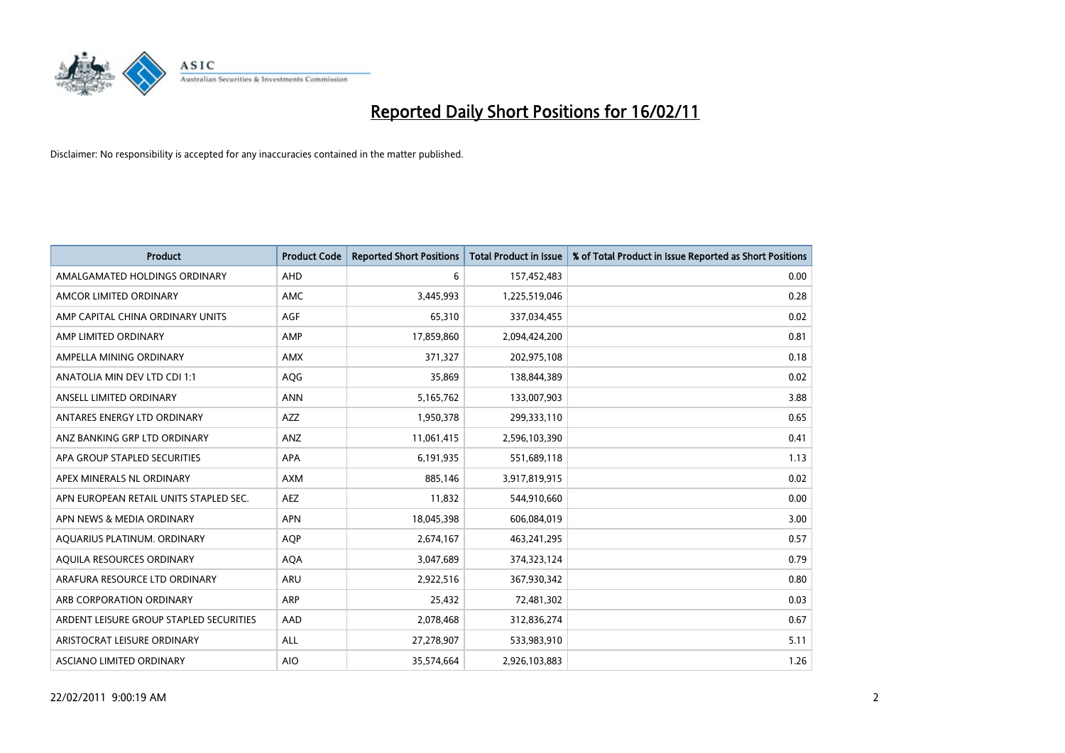# Reported Daily Short Positions for 16/02/11

Disclaimer: No responsibility is accepted for any inaccuracies contained in the matter published.

| Product | Product Code | Reported Short Positions | Total Product in Issue | % of Total Product in Issue Reported as Short Positions |
|---|---|---|---|---|
| AMALGAMATED HOLDINGS ORDINARY | AHD | 6 | 157,452,483 | 0.00 |
| AMCOR LIMITED ORDINARY | AMC | 3,445,993 | 1,225,519,046 | 0.28 |
| AMP CAPITAL CHINA ORDINARY UNITS | AGF | 65,310 | 337,034,455 | 0.02 |
| AMP LIMITED ORDINARY | AMP | 17,859,860 | 2,094,424,200 | 0.81 |
| AMPELLA MINING ORDINARY | AMX | 371,327 | 202,975,108 | 0.18 |
| ANATOLIA MIN DEV LTD CDI 1:1 | AQG | 35,869 | 138,844,389 | 0.02 |
| ANSELL LIMITED ORDINARY | ANN | 5,165,762 | 133,007,903 | 3.88 |
| ANTARES ENERGY LTD ORDINARY | AZZ | 1,950,378 | 299,333,110 | 0.65 |
| ANZ BANKING GRP LTD ORDINARY | ANZ | 11,061,415 | 2,596,103,390 | 0.41 |
| APA GROUP STAPLED SECURITIES | APA | 6,191,935 | 551,689,118 | 1.13 |
| APEX MINERALS NL ORDINARY | AXM | 885,146 | 3,917,819,915 | 0.02 |
| APN EUROPEAN RETAIL UNITS STAPLED SEC. | AEZ | 11,832 | 544,910,660 | 0.00 |
| APN NEWS & MEDIA ORDINARY | APN | 18,045,398 | 606,084,019 | 3.00 |
| AQUARIUS PLATINUM. ORDINARY | AQP | 2,674,167 | 463,241,295 | 0.57 |
| AQUILA RESOURCES ORDINARY | AQA | 3,047,689 | 374,323,124 | 0.79 |
| ARAFURA RESOURCE LTD ORDINARY | ARU | 2,922,516 | 367,930,342 | 0.80 |
| ARB CORPORATION ORDINARY | ARP | 25,432 | 72,481,302 | 0.03 |
| ARDENT LEISURE GROUP STAPLED SECURITIES | AAD | 2,078,468 | 312,836,274 | 0.67 |
| ARISTOCRAT LEISURE ORDINARY | ALL | 27,278,907 | 533,983,910 | 5.11 |
| ASCIANO LIMITED ORDINARY | AIO | 35,574,664 | 2,926,103,883 | 1.26 |

22/02/2011 9:00:19 AM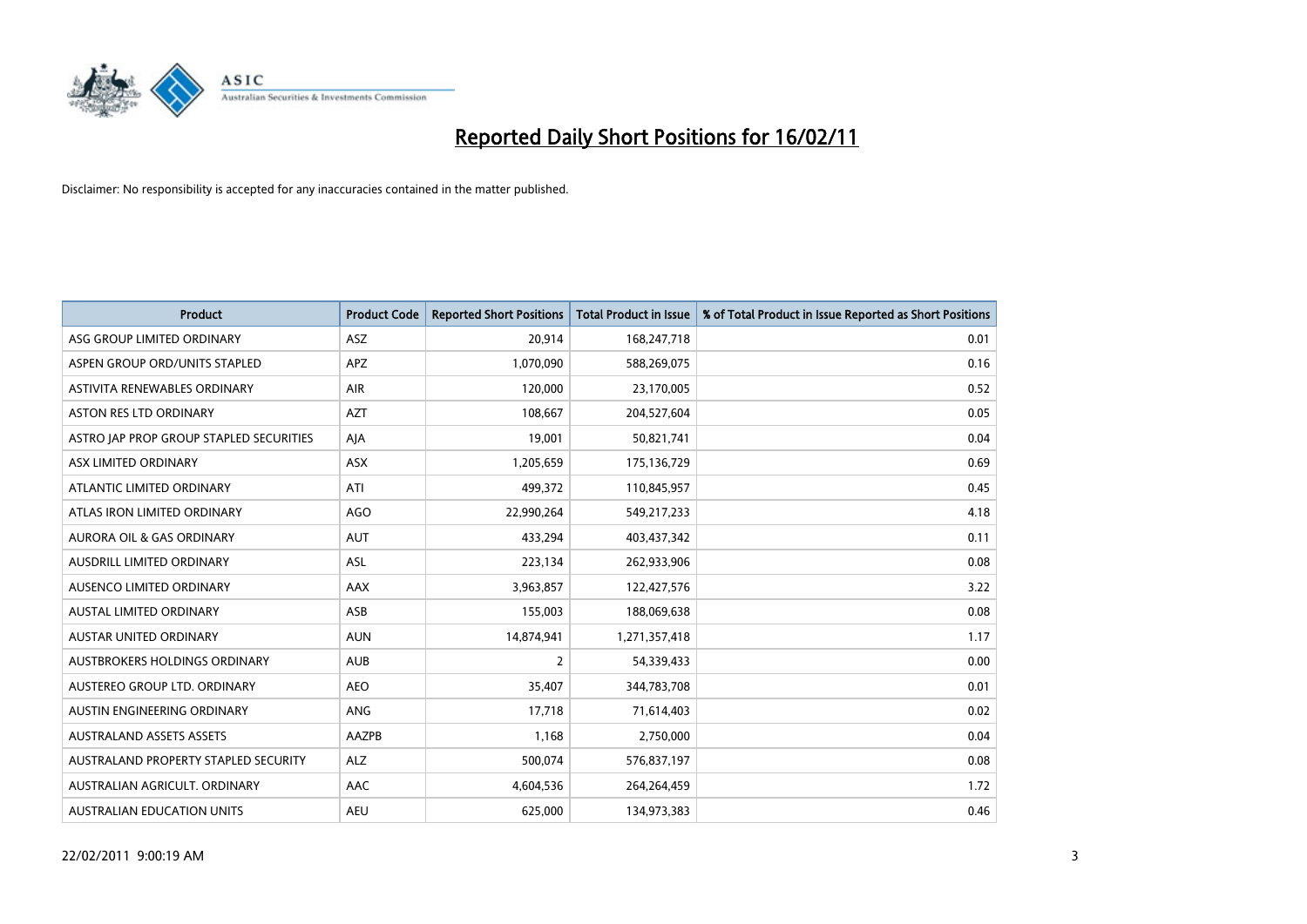# Reported Daily Short Positions for 16/02/11

Disclaimer: No responsibility is accepted for any inaccuracies contained in the matter published.

| Product | Product Code | Reported Short Positions | Total Product in Issue | % of Total Product in Issue Reported as Short Positions |
|---|---|---|---|---|
| ASG GROUP LIMITED ORDINARY | ASZ | 20,914 | 168,247,718 | 0.01 |
| ASPEN GROUP ORD/UNITS STAPLED | APZ | 1,070,090 | 588,269,075 | 0.16 |
| ASTIVITA RENEWABLES ORDINARY | AIR | 120,000 | 23,170,005 | 0.52 |
| ASTON RES LTD ORDINARY | AZT | 108,667 | 204,527,604 | 0.05 |
| ASTRO JAP PROP GROUP STAPLED SECURITIES | AJA | 19,001 | 50,821,741 | 0.04 |
| ASX LIMITED ORDINARY | ASX | 1,205,659 | 175,136,729 | 0.69 |
| ATLANTIC LIMITED ORDINARY | ATI | 499,372 | 110,845,957 | 0.45 |
| ATLAS IRON LIMITED ORDINARY | AGO | 22,990,264 | 549,217,233 | 4.18 |
| AURORA OIL & GAS ORDINARY | AUT | 433,294 | 403,437,342 | 0.11 |
| AUSDRILL LIMITED ORDINARY | ASL | 223,134 | 262,933,906 | 0.08 |
| AUSENCO LIMITED ORDINARY | AAX | 3,963,857 | 122,427,576 | 3.22 |
| AUSTAL LIMITED ORDINARY | ASB | 155,003 | 188,069,638 | 0.08 |
| AUSTAR UNITED ORDINARY | AUN | 14,874,941 | 1,271,357,418 | 1.17 |
| AUSTBROKERS HOLDINGS ORDINARY | AUB | 2 | 54,339,433 | 0.00 |
| AUSTEREO GROUP LTD. ORDINARY | AEO | 35,407 | 344,783,708 | 0.01 |
| AUSTIN ENGINEERING ORDINARY | ANG | 17,718 | 71,614,403 | 0.02 |
| AUSTRALAND ASSETS ASSETS | AAZPB | 1,168 | 2,750,000 | 0.04 |
| AUSTRALAND PROPERTY STAPLED SECURITY | ALZ | 500,074 | 576,837,197 | 0.08 |
| AUSTRALIAN AGRICULT. ORDINARY | AAC | 4,604,536 | 264,264,459 | 1.72 |
| AUSTRALIAN EDUCATION UNITS | AEU | 625,000 | 134,973,383 | 0.46 |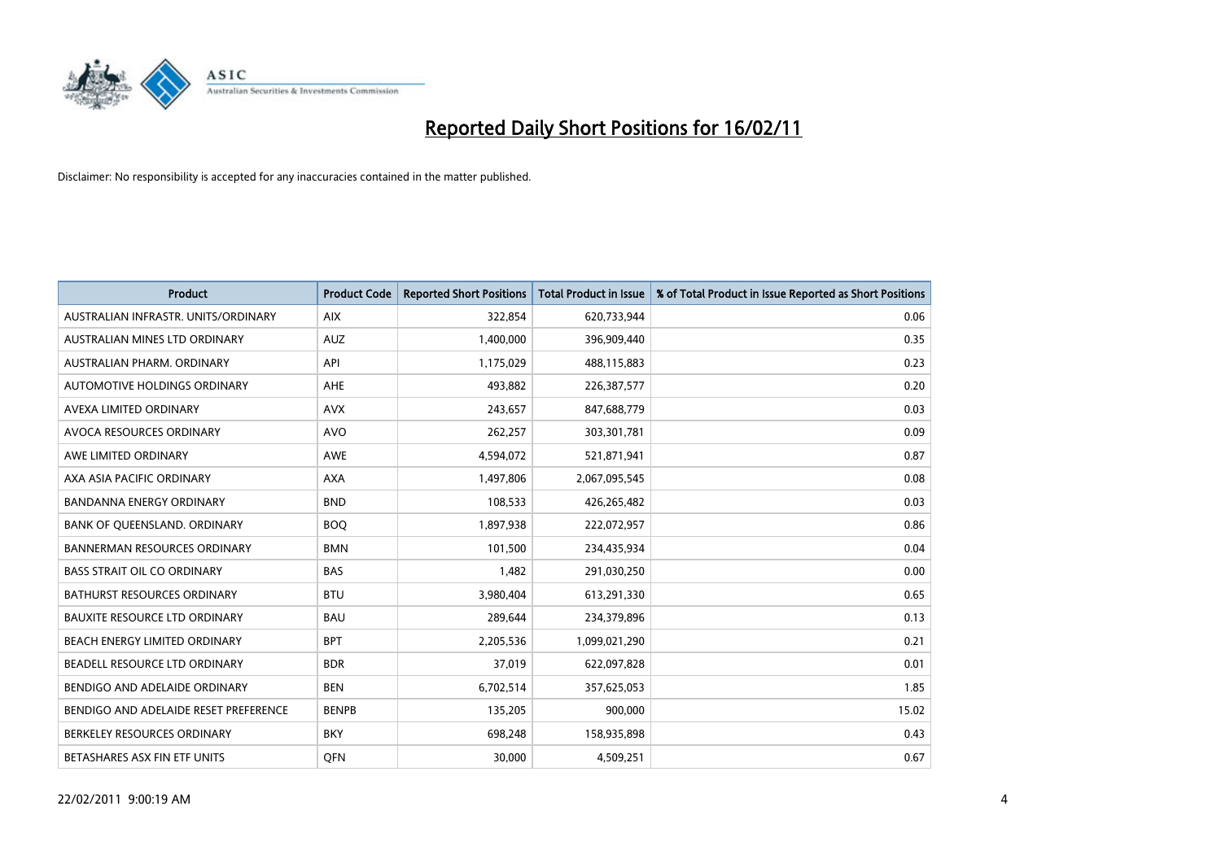# Reported Daily Short Positions for 16/02/11

Disclaimer: No responsibility is accepted for any inaccuracies contained in the matter published.

| Product | Product Code | Reported Short Positions | Total Product in Issue | % of Total Product in Issue Reported as Short Positions |
|---|---|---|---|---|
| AUSTRALIAN INFRASTR. UNITS/ORDINARY | AIX | 322,854 | 620,733,944 | 0.06 |
| AUSTRALIAN MINES LTD ORDINARY | AUZ | 1,400,000 | 396,909,440 | 0.35 |
| AUSTRALIAN PHARM. ORDINARY | API | 1,175,029 | 488,115,883 | 0.23 |
| AUTOMOTIVE HOLDINGS ORDINARY | AHE | 493,882 | 226,387,577 | 0.20 |
| AVEXA LIMITED ORDINARY | AVX | 243,657 | 847,688,779 | 0.03 |
| AVOCA RESOURCES ORDINARY | AVO | 262,257 | 303,301,781 | 0.09 |
| AWE LIMITED ORDINARY | AWE | 4,594,072 | 521,871,941 | 0.87 |
| AXA ASIA PACIFIC ORDINARY | AXA | 1,497,806 | 2,067,095,545 | 0.08 |
| BANDANNA ENERGY ORDINARY | BND | 108,533 | 426,265,482 | 0.03 |
| BANK OF QUEENSLAND. ORDINARY | BOQ | 1,897,938 | 222,072,957 | 0.86 |
| BANNERMAN RESOURCES ORDINARY | BMN | 101,500 | 234,435,934 | 0.04 |
| BASS STRAIT OIL CO ORDINARY | BAS | 1,482 | 291,030,250 | 0.00 |
| BATHURST RESOURCES ORDINARY | BTU | 3,980,404 | 613,291,330 | 0.65 |
| BAUXITE RESOURCE LTD ORDINARY | BAU | 289,644 | 234,379,896 | 0.13 |
| BEACH ENERGY LIMITED ORDINARY | BPT | 2,205,536 | 1,099,021,290 | 0.21 |
| BEADELL RESOURCE LTD ORDINARY | BDR | 37,019 | 622,097,828 | 0.01 |
| BENDIGO AND ADELAIDE ORDINARY | BEN | 6,702,514 | 357,625,053 | 1.85 |
| BENDIGO AND ADELAIDE RESET PREFERENCE | BENPB | 135,205 | 900,000 | 15.02 |
| BERKELEY RESOURCES ORDINARY | BKY | 698,248 | 158,935,898 | 0.43 |
| BETASHARES ASX FIN ETF UNITS | QFN | 30,000 | 4,509,251 | 0.67 |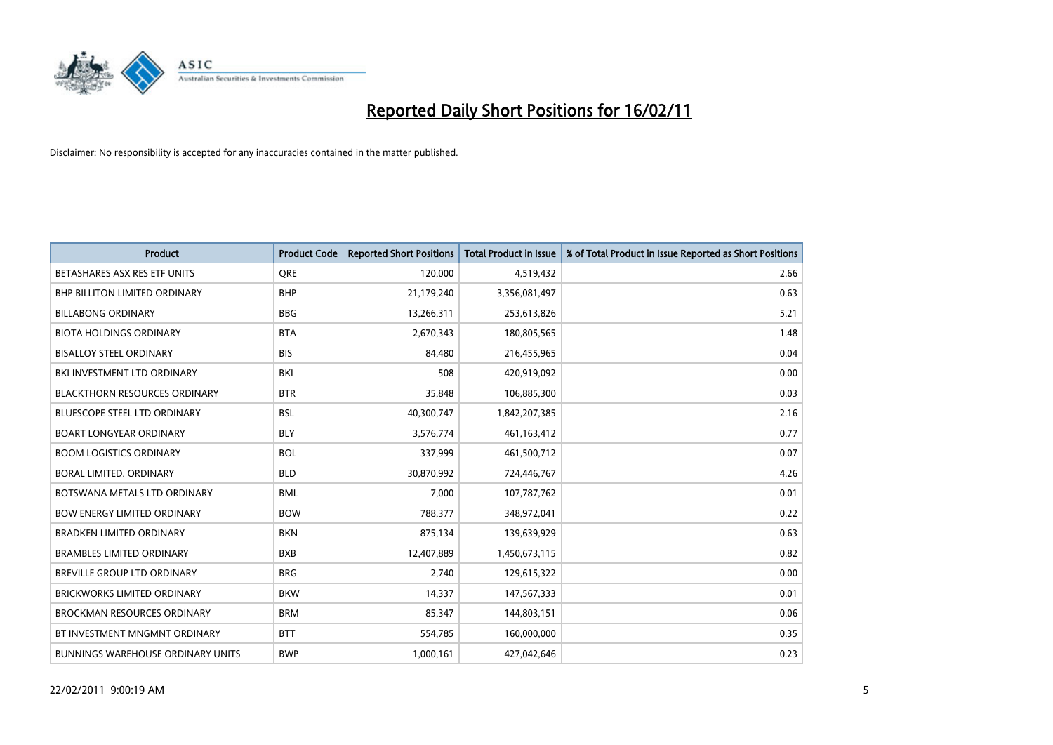# Reported Daily Short Positions for 16/02/11

Disclaimer: No responsibility is accepted for any inaccuracies contained in the matter published.

| Product | Product Code | Reported Short Positions | Total Product in Issue | % of Total Product in Issue Reported as Short Positions |
|---|---|---|---|---|
| BETASHARES ASX RES ETF UNITS | QRE | 120,000 | 4,519,432 | 2.66 |
| BHP BILLITON LIMITED ORDINARY | BHP | 21,179,240 | 3,356,081,497 | 0.63 |
| BILLABONG ORDINARY | BBG | 13,266,311 | 253,613,826 | 5.21 |
| BIOTA HOLDINGS ORDINARY | BTA | 2,670,343 | 180,805,565 | 1.48 |
| BISALLOY STEEL ORDINARY | BIS | 84,480 | 216,455,965 | 0.04 |
| BKI INVESTMENT LTD ORDINARY | BKI | 508 | 420,919,092 | 0.00 |
| BLACKTHORN RESOURCES ORDINARY | BTR | 35,848 | 106,885,300 | 0.03 |
| BLUESCOPE STEEL LTD ORDINARY | BSL | 40,300,747 | 1,842,207,385 | 2.16 |
| BOART LONGYEAR ORDINARY | BLY | 3,576,774 | 461,163,412 | 0.77 |
| BOOM LOGISTICS ORDINARY | BOL | 337,999 | 461,500,712 | 0.07 |
| BORAL LIMITED. ORDINARY | BLD | 30,870,992 | 724,446,767 | 4.26 |
| BOTSWANA METALS LTD ORDINARY | BML | 7,000 | 107,787,762 | 0.01 |
| BOW ENERGY LIMITED ORDINARY | BOW | 788,377 | 348,972,041 | 0.22 |
| BRADKEN LIMITED ORDINARY | BKN | 875,134 | 139,639,929 | 0.63 |
| BRAMBLES LIMITED ORDINARY | BXB | 12,407,889 | 1,450,673,115 | 0.82 |
| BREVILLE GROUP LTD ORDINARY | BRG | 2,740 | 129,615,322 | 0.00 |
| BRICKWORKS LIMITED ORDINARY | BKW | 14,337 | 147,567,333 | 0.01 |
| BROCKMAN RESOURCES ORDINARY | BRM | 85,347 | 144,803,151 | 0.06 |
| BT INVESTMENT MNGMNT ORDINARY | BTT | 554,785 | 160,000,000 | 0.35 |
| BUNNINGS WAREHOUSE ORDINARY UNITS | BWP | 1,000,161 | 427,042,646 | 0.23 |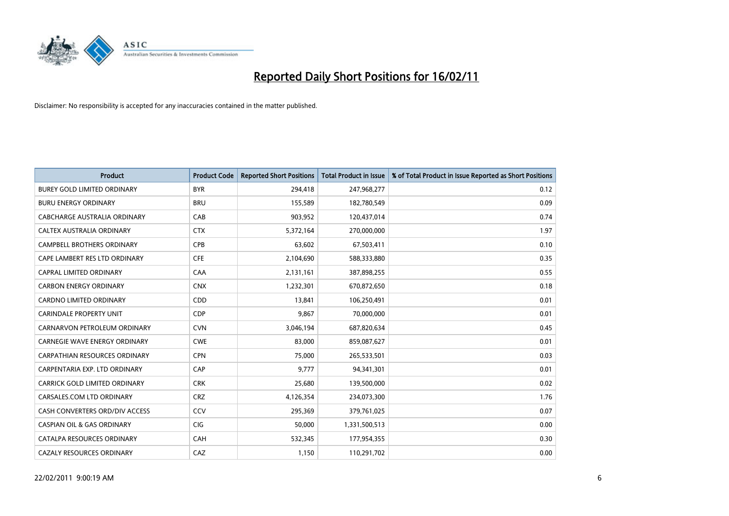# Reported Daily Short Positions for 16/02/11

Disclaimer: No responsibility is accepted for any inaccuracies contained in the matter published.

| Product | Product Code | Reported Short Positions | Total Product in Issue | % of Total Product in Issue Reported as Short Positions |
|---|---|---|---|---|
| BUREY GOLD LIMITED ORDINARY | BYR | 294,418 | 247,968,277 | 0.12 |
| BURU ENERGY ORDINARY | BRU | 155,589 | 182,780,549 | 0.09 |
| CABCHARGE AUSTRALIA ORDINARY | CAB | 903,952 | 120,437,014 | 0.74 |
| CALTEX AUSTRALIA ORDINARY | CTX | 5,372,164 | 270,000,000 | 1.97 |
| CAMPBELL BROTHERS ORDINARY | CPB | 63,602 | 67,503,411 | 0.10 |
| CAPE LAMBERT RES LTD ORDINARY | CFE | 2,104,690 | 588,333,880 | 0.35 |
| CAPRAL LIMITED ORDINARY | CAA | 2,131,161 | 387,898,255 | 0.55 |
| CARBON ENERGY ORDINARY | CNX | 1,232,301 | 670,872,650 | 0.18 |
| CARDNO LIMITED ORDINARY | CDD | 13,841 | 106,250,491 | 0.01 |
| CARINDALE PROPERTY UNIT | CDP | 9,867 | 70,000,000 | 0.01 |
| CARNARVON PETROLEUM ORDINARY | CVN | 3,046,194 | 687,820,634 | 0.45 |
| CARNEGIE WAVE ENERGY ORDINARY | CWE | 83,000 | 859,087,627 | 0.01 |
| CARPATHIAN RESOURCES ORDINARY | CPN | 75,000 | 265,533,501 | 0.03 |
| CARPENTARIA EXP. LTD ORDINARY | CAP | 9,777 | 94,341,301 | 0.01 |
| CARRICK GOLD LIMITED ORDINARY | CRK | 25,680 | 139,500,000 | 0.02 |
| CARSALES.COM LTD ORDINARY | CRZ | 4,126,354 | 234,073,300 | 1.76 |
| CASH CONVERTERS ORD/DIV ACCESS | CCV | 295,369 | 379,761,025 | 0.07 |
| CASPIAN OIL & GAS ORDINARY | CIG | 50,000 | 1,331,500,513 | 0.00 |
| CATALPA RESOURCES ORDINARY | CAH | 532,345 | 177,954,355 | 0.30 |
| CAZALY RESOURCES ORDINARY | CAZ | 1,150 | 110,291,702 | 0.00 |

22/02/2011 9:00:19 AM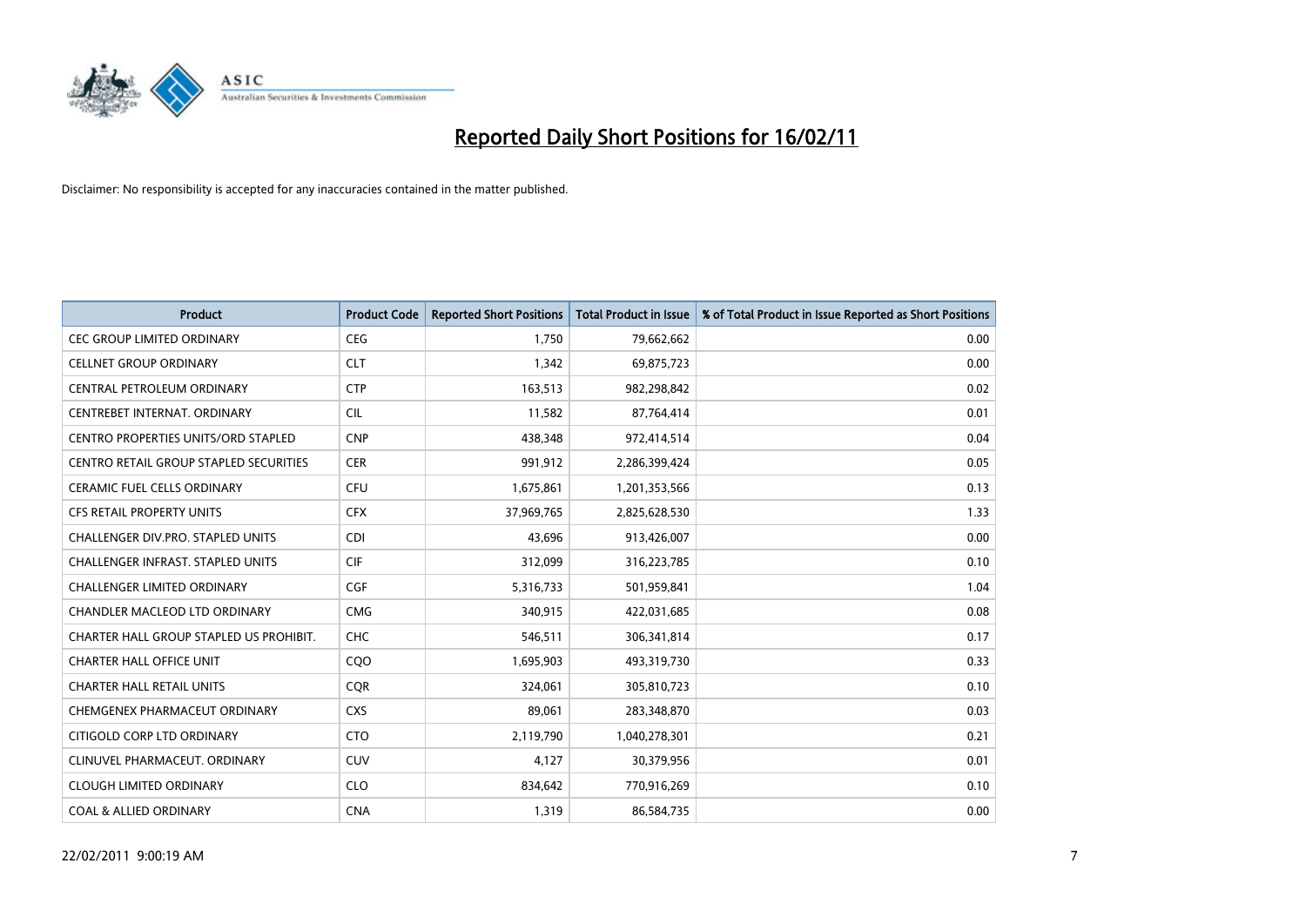# Reported Daily Short Positions for 16/02/11

Disclaimer: No responsibility is accepted for any inaccuracies contained in the matter published.

| Product | Product Code | Reported Short Positions | Total Product in Issue | % of Total Product in Issue Reported as Short Positions |
|---|---|---|---|---|
| CEC GROUP LIMITED ORDINARY | CEG | 1,750 | 79,662,662 | 0.00 |
| CELLNET GROUP ORDINARY | CLT | 1,342 | 69,875,723 | 0.00 |
| CENTRAL PETROLEUM ORDINARY | CTP | 163,513 | 982,298,842 | 0.02 |
| CENTREBET INTERNAT. ORDINARY | CIL | 11,582 | 87,764,414 | 0.01 |
| CENTRO PROPERTIES UNITS/ORD STAPLED | CNP | 438,348 | 972,414,514 | 0.04 |
| CENTRO RETAIL GROUP STAPLED SECURITIES | CER | 991,912 | 2,286,399,424 | 0.05 |
| CERAMIC FUEL CELLS ORDINARY | CFU | 1,675,861 | 1,201,353,566 | 0.13 |
| CFS RETAIL PROPERTY UNITS | CFX | 37,969,765 | 2,825,628,530 | 1.33 |
| CHALLENGER DIV.PRO. STAPLED UNITS | CDI | 43,696 | 913,426,007 | 0.00 |
| CHALLENGER INFRAST. STAPLED UNITS | CIF | 312,099 | 316,223,785 | 0.10 |
| CHALLENGER LIMITED ORDINARY | CGF | 5,316,733 | 501,959,841 | 1.04 |
| CHANDLER MACLEOD LTD ORDINARY | CMG | 340,915 | 422,031,685 | 0.08 |
| CHARTER HALL GROUP STAPLED US PROHIBIT. | CHC | 546,511 | 306,341,814 | 0.17 |
| CHARTER HALL OFFICE UNIT | CQO | 1,695,903 | 493,319,730 | 0.33 |
| CHARTER HALL RETAIL UNITS | CQR | 324,061 | 305,810,723 | 0.10 |
| CHEMGENEX PHARMACEUT ORDINARY | CXS | 89,061 | 283,348,870 | 0.03 |
| CITIGOLD CORP LTD ORDINARY | CTO | 2,119,790 | 1,040,278,301 | 0.21 |
| CLINUVEL PHARMACEUT. ORDINARY | CUV | 4,127 | 30,379,956 | 0.01 |
| CLOUGH LIMITED ORDINARY | CLO | 834,642 | 770,916,269 | 0.10 |
| COAL & ALLIED ORDINARY | CNA | 1,319 | 86,584,735 | 0.00 |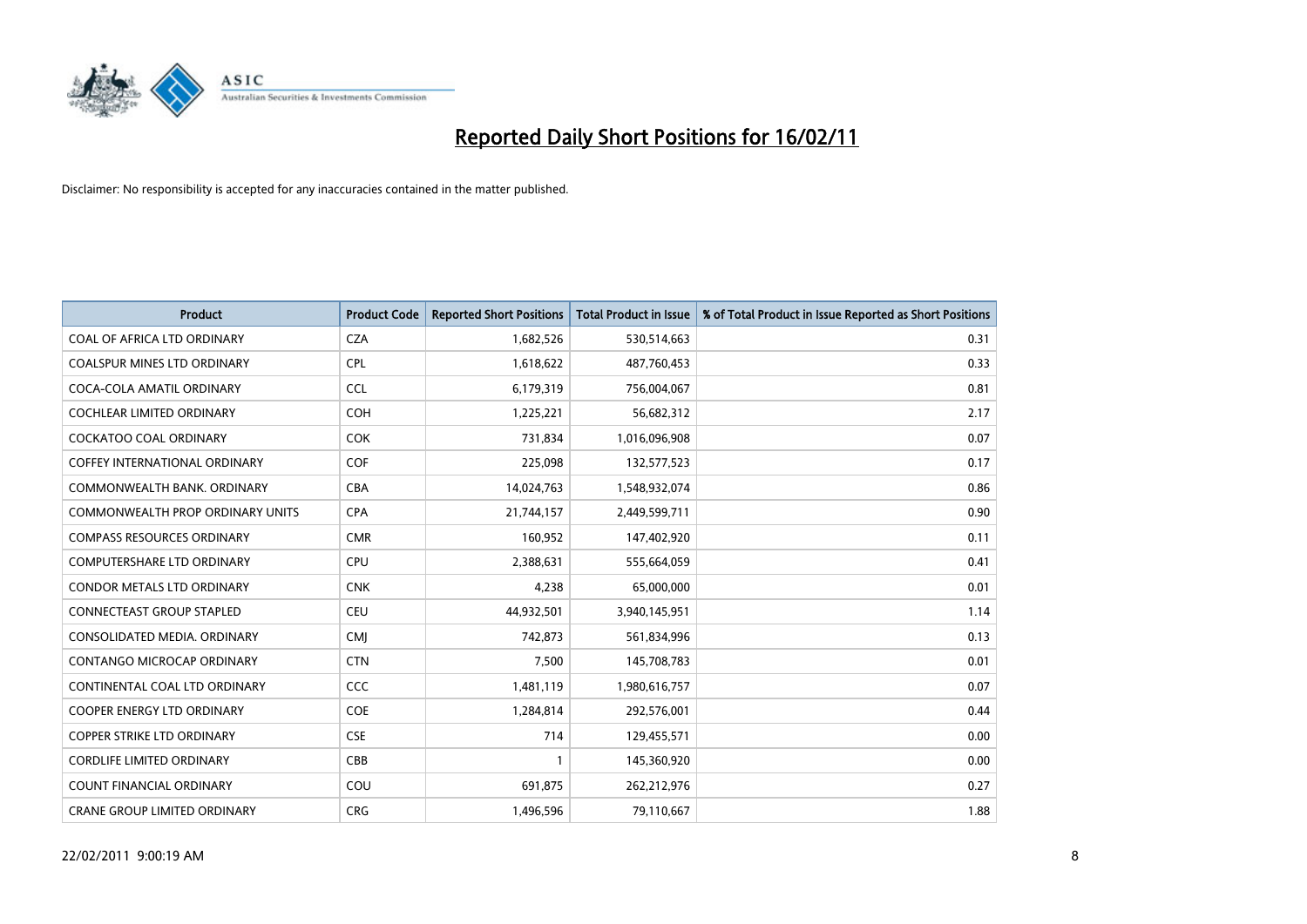# Reported Daily Short Positions for 16/02/11

Disclaimer: No responsibility is accepted for any inaccuracies contained in the matter published.

| Product | Product Code | Reported Short Positions | Total Product in Issue | % of Total Product in Issue Reported as Short Positions |
|---|---|---|---|---|
| COAL OF AFRICA LTD ORDINARY | CZA | 1,682,526 | 530,514,663 | 0.31 |
| COALSPUR MINES LTD ORDINARY | CPL | 1,618,622 | 487,760,453 | 0.33 |
| COCA-COLA AMATIL ORDINARY | CCL | 6,179,319 | 756,004,067 | 0.81 |
| COCHLEAR LIMITED ORDINARY | COH | 1,225,221 | 56,682,312 | 2.17 |
| COCKATOO COAL ORDINARY | COK | 731,834 | 1,016,096,908 | 0.07 |
| COFFEY INTERNATIONAL ORDINARY | COF | 225,098 | 132,577,523 | 0.17 |
| COMMONWEALTH BANK. ORDINARY | CBA | 14,024,763 | 1,548,932,074 | 0.86 |
| COMMONWEALTH PROP ORDINARY UNITS | CPA | 21,744,157 | 2,449,599,711 | 0.90 |
| COMPASS RESOURCES ORDINARY | CMR | 160,952 | 147,402,920 | 0.11 |
| COMPUTERSHARE LTD ORDINARY | CPU | 2,388,631 | 555,664,059 | 0.41 |
| CONDOR METALS LTD ORDINARY | CNK | 4,238 | 65,000,000 | 0.01 |
| CONNECTEAST GROUP STAPLED | CEU | 44,932,501 | 3,940,145,951 | 1.14 |
| CONSOLIDATED MEDIA. ORDINARY | CMJ | 742,873 | 561,834,996 | 0.13 |
| CONTANGO MICROCAP ORDINARY | CTN | 7,500 | 145,708,783 | 0.01 |
| CONTINENTAL COAL LTD ORDINARY | CCC | 1,481,119 | 1,980,616,757 | 0.07 |
| COOPER ENERGY LTD ORDINARY | COE | 1,284,814 | 292,576,001 | 0.44 |
| COPPER STRIKE LTD ORDINARY | CSE | 714 | 129,455,571 | 0.00 |
| CORDLIFE LIMITED ORDINARY | CBB | 1 | 145,360,920 | 0.00 |
| COUNT FINANCIAL ORDINARY | COU | 691,875 | 262,212,976 | 0.27 |
| CRANE GROUP LIMITED ORDINARY | CRG | 1,496,596 | 79,110,667 | 1.88 |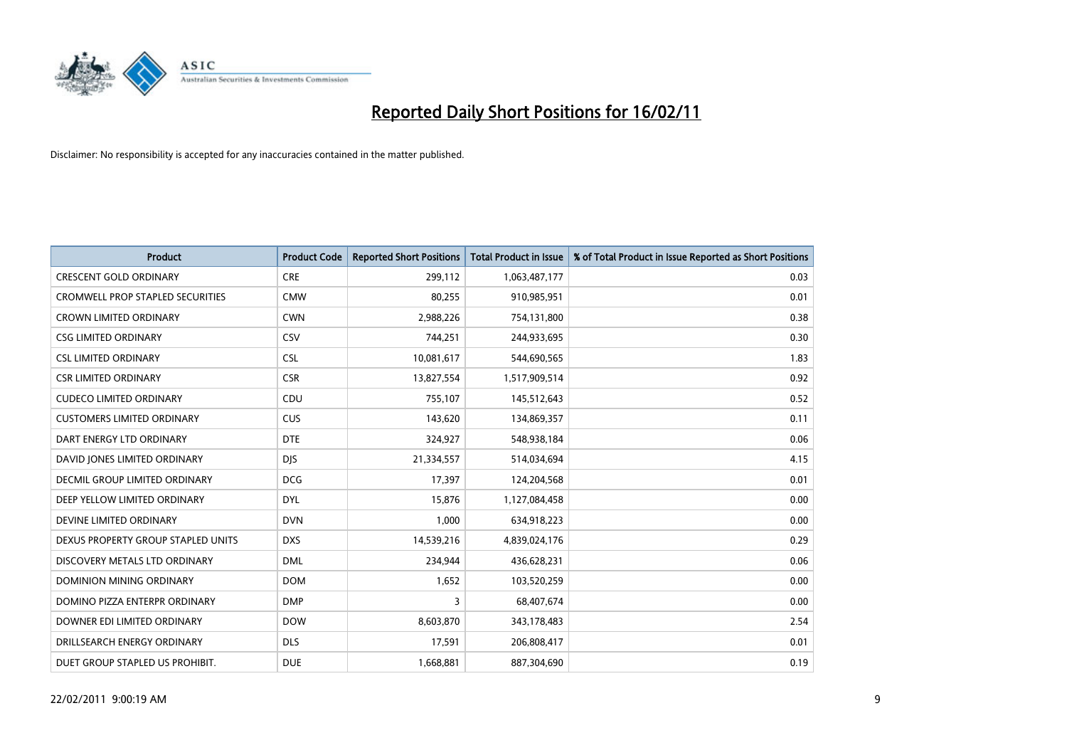# Reported Daily Short Positions for 16/02/11

Disclaimer: No responsibility is accepted for any inaccuracies contained in the matter published.

| Product | Product Code | Reported Short Positions | Total Product in Issue | % of Total Product in Issue Reported as Short Positions |
|---|---|---|---|---|
| CRESCENT GOLD ORDINARY | CRE | 299,112 | 1,063,487,177 | 0.03 |
| CROMWELL PROP STAPLED SECURITIES | CMW | 80,255 | 910,985,951 | 0.01 |
| CROWN LIMITED ORDINARY | CWN | 2,988,226 | 754,131,800 | 0.38 |
| CSG LIMITED ORDINARY | CSV | 744,251 | 244,933,695 | 0.30 |
| CSL LIMITED ORDINARY | CSL | 10,081,617 | 544,690,565 | 1.83 |
| CSR LIMITED ORDINARY | CSR | 13,827,554 | 1,517,909,514 | 0.92 |
| CUDECO LIMITED ORDINARY | CDU | 755,107 | 145,512,643 | 0.52 |
| CUSTOMERS LIMITED ORDINARY | CUS | 143,620 | 134,869,357 | 0.11 |
| DART ENERGY LTD ORDINARY | DTE | 324,927 | 548,938,184 | 0.06 |
| DAVID JONES LIMITED ORDINARY | DJS | 21,334,557 | 514,034,694 | 4.15 |
| DECMIL GROUP LIMITED ORDINARY | DCG | 17,397 | 124,204,568 | 0.01 |
| DEEP YELLOW LIMITED ORDINARY | DYL | 15,876 | 1,127,084,458 | 0.00 |
| DEVINE LIMITED ORDINARY | DVN | 1,000 | 634,918,223 | 0.00 |
| DEXUS PROPERTY GROUP STAPLED UNITS | DXS | 14,539,216 | 4,839,024,176 | 0.29 |
| DISCOVERY METALS LTD ORDINARY | DML | 234,944 | 436,628,231 | 0.06 |
| DOMINION MINING ORDINARY | DOM | 1,652 | 103,520,259 | 0.00 |
| DOMINO PIZZA ENTERPR ORDINARY | DMP | 3 | 68,407,674 | 0.00 |
| DOWNER EDI LIMITED ORDINARY | DOW | 8,603,870 | 343,178,483 | 2.54 |
| DRILLSEARCH ENERGY ORDINARY | DLS | 17,591 | 206,808,417 | 0.01 |
| DUET GROUP STAPLED US PROHIBIT. | DUE | 1,668,881 | 887,304,690 | 0.19 |

22/02/2011 9:00:19 AM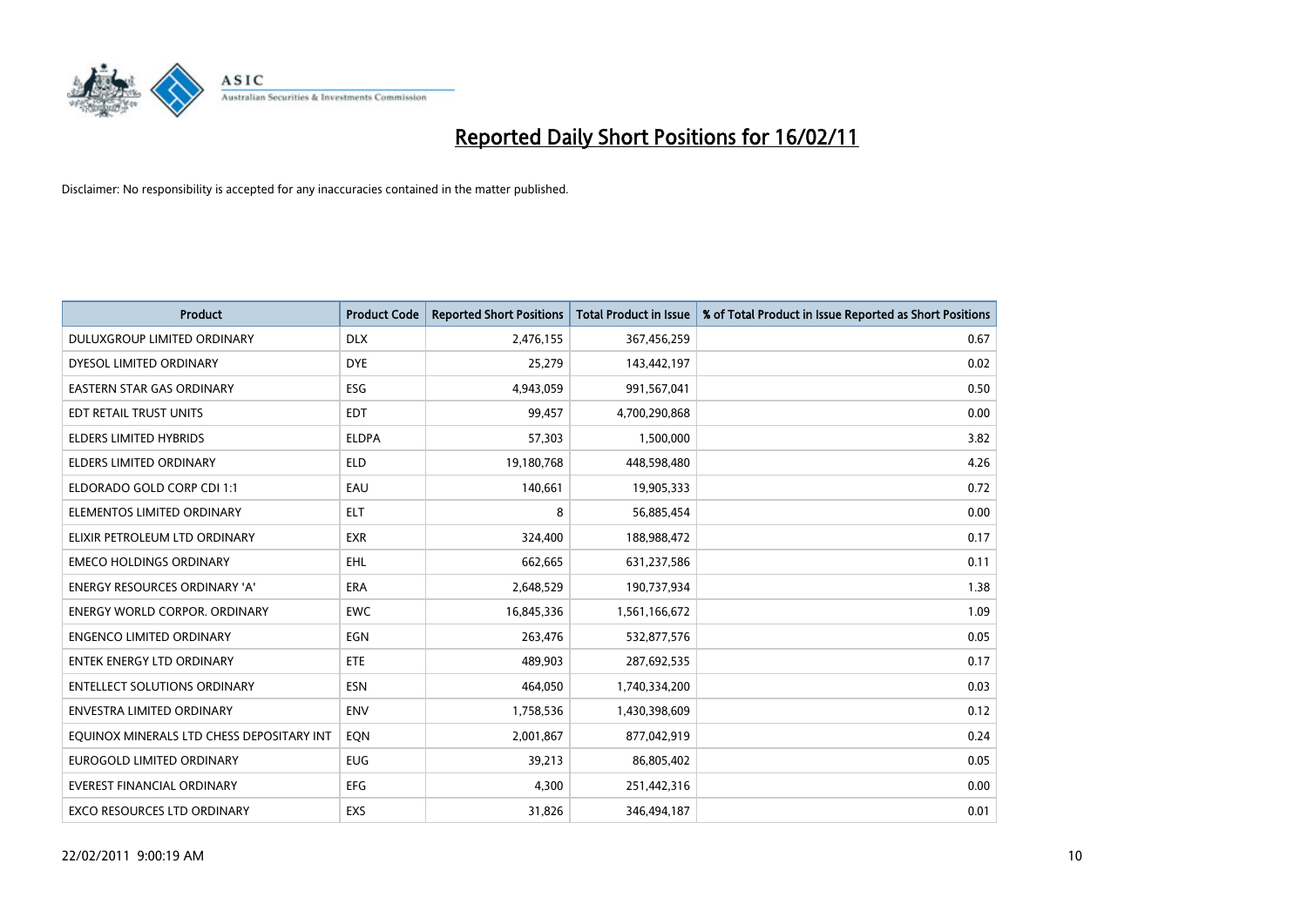# Reported Daily Short Positions for 16/02/11

Disclaimer: No responsibility is accepted for any inaccuracies contained in the matter published.

| Product | Product Code | Reported Short Positions | Total Product in Issue | % of Total Product in Issue Reported as Short Positions |
|---|---|---|---|---|
| DULUXGROUP LIMITED ORDINARY | DLX | 2,476,155 | 367,456,259 | 0.67 |
| DYESOL LIMITED ORDINARY | DYE | 25,279 | 143,442,197 | 0.02 |
| EASTERN STAR GAS ORDINARY | ESG | 4,943,059 | 991,567,041 | 0.50 |
| EDT RETAIL TRUST UNITS | EDT | 99,457 | 4,700,290,868 | 0.00 |
| ELDERS LIMITED HYBRIDS | ELDPA | 57,303 | 1,500,000 | 3.82 |
| ELDERS LIMITED ORDINARY | ELD | 19,180,768 | 448,598,480 | 4.26 |
| ELDORADO GOLD CORP CDI 1:1 | EAU | 140,661 | 19,905,333 | 0.72 |
| ELEMENTOS LIMITED ORDINARY | ELT | 8 | 56,885,454 | 0.00 |
| ELIXIR PETROLEUM LTD ORDINARY | EXR | 324,400 | 188,988,472 | 0.17 |
| EMECO HOLDINGS ORDINARY | EHL | 662,665 | 631,237,586 | 0.11 |
| ENERGY RESOURCES ORDINARY 'A' | ERA | 2,648,529 | 190,737,934 | 1.38 |
| ENERGY WORLD CORPOR. ORDINARY | EWC | 16,845,336 | 1,561,166,672 | 1.09 |
| ENGENCO LIMITED ORDINARY | EGN | 263,476 | 532,877,576 | 0.05 |
| ENTEK ENERGY LTD ORDINARY | ETE | 489,903 | 287,692,535 | 0.17 |
| ENTELLECT SOLUTIONS ORDINARY | ESN | 464,050 | 1,740,334,200 | 0.03 |
| ENVESTRA LIMITED ORDINARY | ENV | 1,758,536 | 1,430,398,609 | 0.12 |
| EQUINOX MINERALS LTD CHESS DEPOSITARY INT | EQN | 2,001,867 | 877,042,919 | 0.24 |
| EUROGOLD LIMITED ORDINARY | EUG | 39,213 | 86,805,402 | 0.05 |
| EVEREST FINANCIAL ORDINARY | EFG | 4,300 | 251,442,316 | 0.00 |
| EXCO RESOURCES LTD ORDINARY | EXS | 31,826 | 346,494,187 | 0.01 |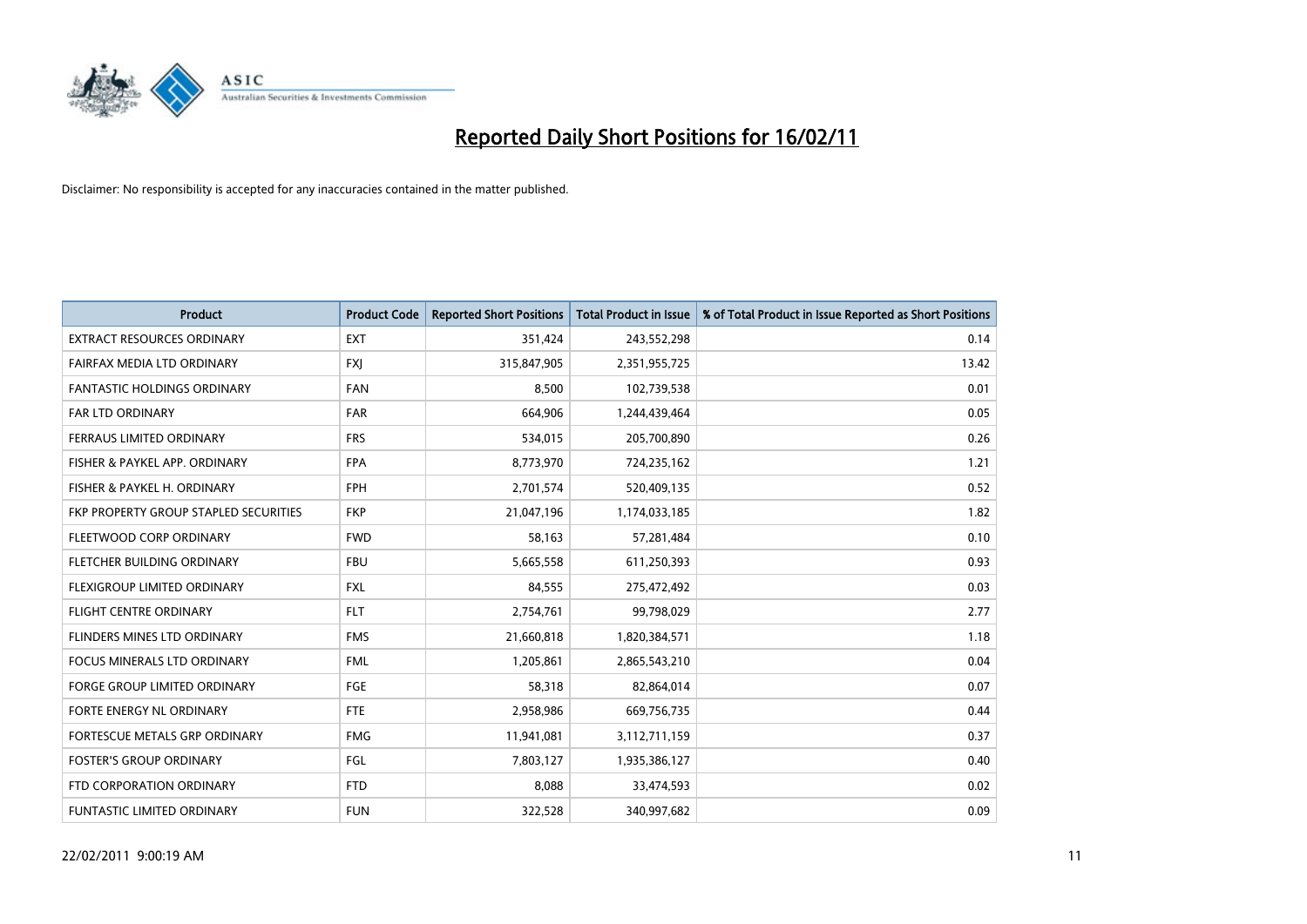# Reported Daily Short Positions for 16/02/11

Disclaimer: No responsibility is accepted for any inaccuracies contained in the matter published.

| Product | Product Code | Reported Short Positions | Total Product in Issue | % of Total Product in Issue Reported as Short Positions |
|---|---|---|---|---|
| EXTRACT RESOURCES ORDINARY | EXT | 351,424 | 243,552,298 | 0.14 |
| FAIRFAX MEDIA LTD ORDINARY | FXJ | 315,847,905 | 2,351,955,725 | 13.42 |
| FANTASTIC HOLDINGS ORDINARY | FAN | 8,500 | 102,739,538 | 0.01 |
| FAR LTD ORDINARY | FAR | 664,906 | 1,244,439,464 | 0.05 |
| FERRAUS LIMITED ORDINARY | FRS | 534,015 | 205,700,890 | 0.26 |
| FISHER & PAYKEL APP. ORDINARY | FPA | 8,773,970 | 724,235,162 | 1.21 |
| FISHER & PAYKEL H. ORDINARY | FPH | 2,701,574 | 520,409,135 | 0.52 |
| FKP PROPERTY GROUP STAPLED SECURITIES | FKP | 21,047,196 | 1,174,033,185 | 1.82 |
| FLEETWOOD CORP ORDINARY | FWD | 58,163 | 57,281,484 | 0.10 |
| FLETCHER BUILDING ORDINARY | FBU | 5,665,558 | 611,250,393 | 0.93 |
| FLEXIGROUP LIMITED ORDINARY | FXL | 84,555 | 275,472,492 | 0.03 |
| FLIGHT CENTRE ORDINARY | FLT | 2,754,761 | 99,798,029 | 2.77 |
| FLINDERS MINES LTD ORDINARY | FMS | 21,660,818 | 1,820,384,571 | 1.18 |
| FOCUS MINERALS LTD ORDINARY | FML | 1,205,861 | 2,865,543,210 | 0.04 |
| FORGE GROUP LIMITED ORDINARY | FGE | 58,318 | 82,864,014 | 0.07 |
| FORTE ENERGY NL ORDINARY | FTE | 2,958,986 | 669,756,735 | 0.44 |
| FORTESCUE METALS GRP ORDINARY | FMG | 11,941,081 | 3,112,711,159 | 0.37 |
| FOSTER'S GROUP ORDINARY | FGL | 7,803,127 | 1,935,386,127 | 0.40 |
| FTD CORPORATION ORDINARY | FTD | 8,088 | 33,474,593 | 0.02 |
| FUNTASTIC LIMITED ORDINARY | FUN | 322,528 | 340,997,682 | 0.09 |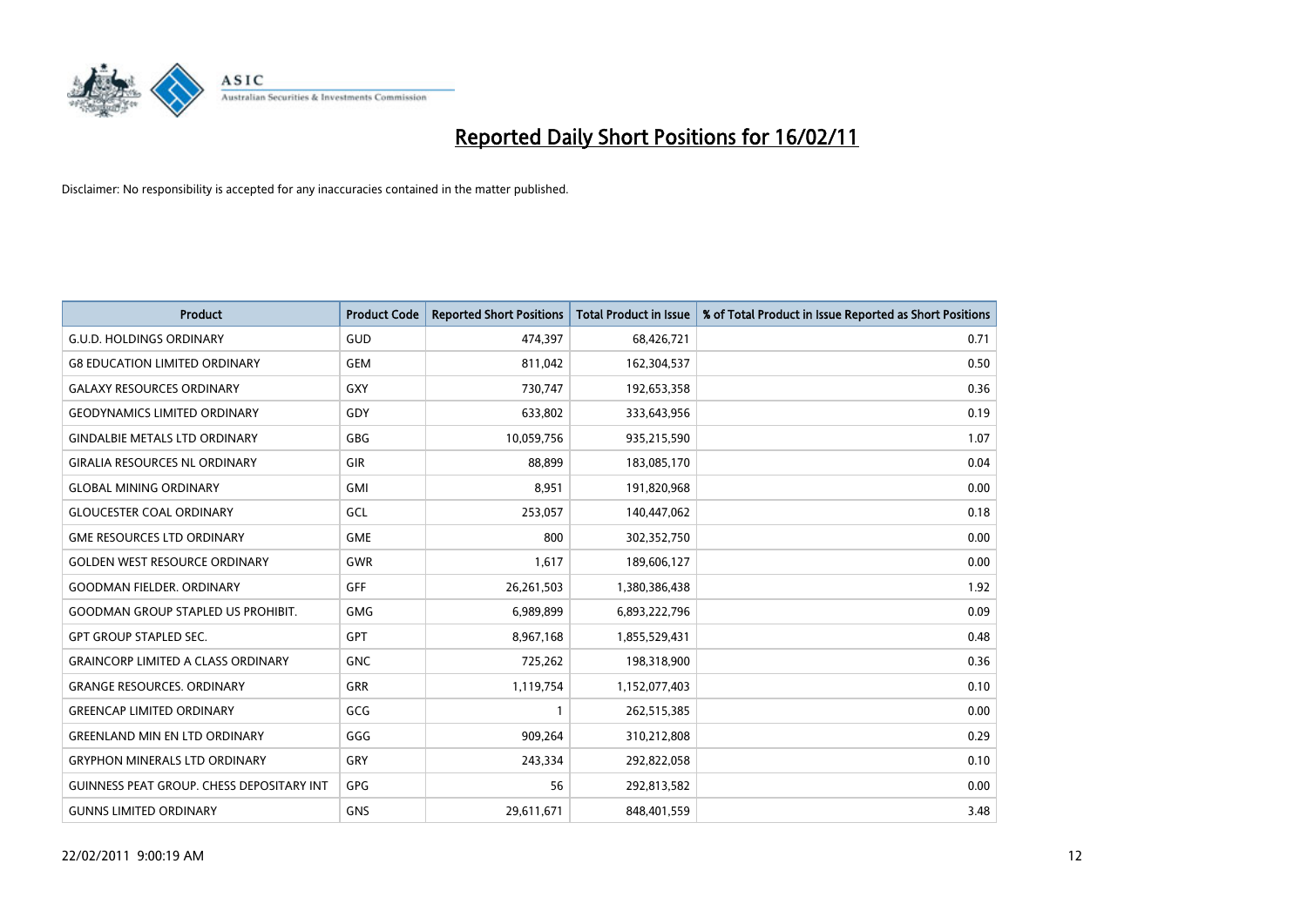# Reported Daily Short Positions for 16/02/11

Disclaimer: No responsibility is accepted for any inaccuracies contained in the matter published.

| Product | Product Code | Reported Short Positions | Total Product in Issue | % of Total Product in Issue Reported as Short Positions |
|---|---|---|---|---|
| G.U.D. HOLDINGS ORDINARY | GUD | 474,397 | 68,426,721 | 0.71 |
| G8 EDUCATION LIMITED ORDINARY | GEM | 811,042 | 162,304,537 | 0.50 |
| GALAXY RESOURCES ORDINARY | GXY | 730,747 | 192,653,358 | 0.36 |
| GEODYNAMICS LIMITED ORDINARY | GDY | 633,802 | 333,643,956 | 0.19 |
| GINDALBIE METALS LTD ORDINARY | GBG | 10,059,756 | 935,215,590 | 1.07 |
| GIRALIA RESOURCES NL ORDINARY | GIR | 88,899 | 183,085,170 | 0.04 |
| GLOBAL MINING ORDINARY | GMI | 8,951 | 191,820,968 | 0.00 |
| GLOUCESTER COAL ORDINARY | GCL | 253,057 | 140,447,062 | 0.18 |
| GME RESOURCES LTD ORDINARY | GME | 800 | 302,352,750 | 0.00 |
| GOLDEN WEST RESOURCE ORDINARY | GWR | 1,617 | 189,606,127 | 0.00 |
| GOODMAN FIELDER. ORDINARY | GFF | 26,261,503 | 1,380,386,438 | 1.92 |
| GOODMAN GROUP STAPLED US PROHIBIT. | GMG | 6,989,899 | 6,893,222,796 | 0.09 |
| GPT GROUP STAPLED SEC. | GPT | 8,967,168 | 1,855,529,431 | 0.48 |
| GRAINCORP LIMITED A CLASS ORDINARY | GNC | 725,262 | 198,318,900 | 0.36 |
| GRANGE RESOURCES. ORDINARY | GRR | 1,119,754 | 1,152,077,403 | 0.10 |
| GREENCAP LIMITED ORDINARY | GCG | 1 | 262,515,385 | 0.00 |
| GREENLAND MIN EN LTD ORDINARY | GGG | 909,264 | 310,212,808 | 0.29 |
| GRYPHON MINERALS LTD ORDINARY | GRY | 243,334 | 292,822,058 | 0.10 |
| GUINNESS PEAT GROUP. CHESS DEPOSITARY INT | GPG | 56 | 292,813,582 | 0.00 |
| GUNNS LIMITED ORDINARY | GNS | 29,611,671 | 848,401,559 | 3.48 |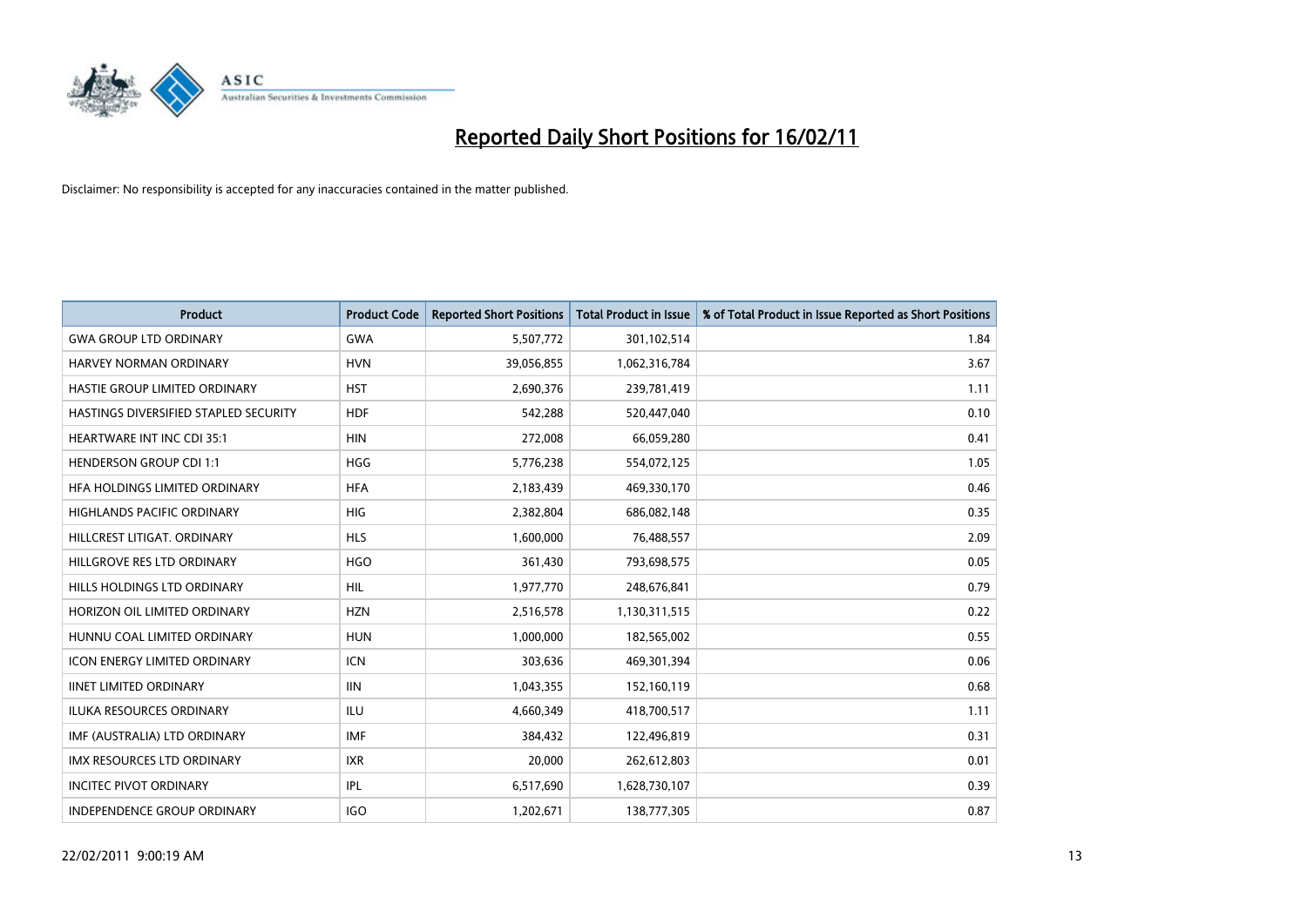# Reported Daily Short Positions for 16/02/11

Disclaimer: No responsibility is accepted for any inaccuracies contained in the matter published.

| Product | Product Code | Reported Short Positions | Total Product in Issue | % of Total Product in Issue Reported as Short Positions |
|---|---|---|---|---|
| GWA GROUP LTD ORDINARY | GWA | 5,507,772 | 301,102,514 | 1.84 |
| HARVEY NORMAN ORDINARY | HVN | 39,056,855 | 1,062,316,784 | 3.67 |
| HASTIE GROUP LIMITED ORDINARY | HST | 2,690,376 | 239,781,419 | 1.11 |
| HASTINGS DIVERSIFIED STAPLED SECURITY | HDF | 542,288 | 520,447,040 | 0.10 |
| HEARTWARE INT INC CDI 35:1 | HIN | 272,008 | 66,059,280 | 0.41 |
| HENDERSON GROUP CDI 1:1 | HGG | 5,776,238 | 554,072,125 | 1.05 |
| HFA HOLDINGS LIMITED ORDINARY | HFA | 2,183,439 | 469,330,170 | 0.46 |
| HIGHLANDS PACIFIC ORDINARY | HIG | 2,382,804 | 686,082,148 | 0.35 |
| HILLCREST LITIGAT. ORDINARY | HLS | 1,600,000 | 76,488,557 | 2.09 |
| HILLGROVE RES LTD ORDINARY | HGO | 361,430 | 793,698,575 | 0.05 |
| HILLS HOLDINGS LTD ORDINARY | HIL | 1,977,770 | 248,676,841 | 0.79 |
| HORIZON OIL LIMITED ORDINARY | HZN | 2,516,578 | 1,130,311,515 | 0.22 |
| HUNNU COAL LIMITED ORDINARY | HUN | 1,000,000 | 182,565,002 | 0.55 |
| ICON ENERGY LIMITED ORDINARY | ICN | 303,636 | 469,301,394 | 0.06 |
| IINET LIMITED ORDINARY | IIN | 1,043,355 | 152,160,119 | 0.68 |
| ILUKA RESOURCES ORDINARY | ILU | 4,660,349 | 418,700,517 | 1.11 |
| IMF (AUSTRALIA) LTD ORDINARY | IMF | 384,432 | 122,496,819 | 0.31 |
| IMX RESOURCES LTD ORDINARY | IXR | 20,000 | 262,612,803 | 0.01 |
| INCITEC PIVOT ORDINARY | IPL | 6,517,690 | 1,628,730,107 | 0.39 |
| INDEPENDENCE GROUP ORDINARY | IGO | 1,202,671 | 138,777,305 | 0.87 |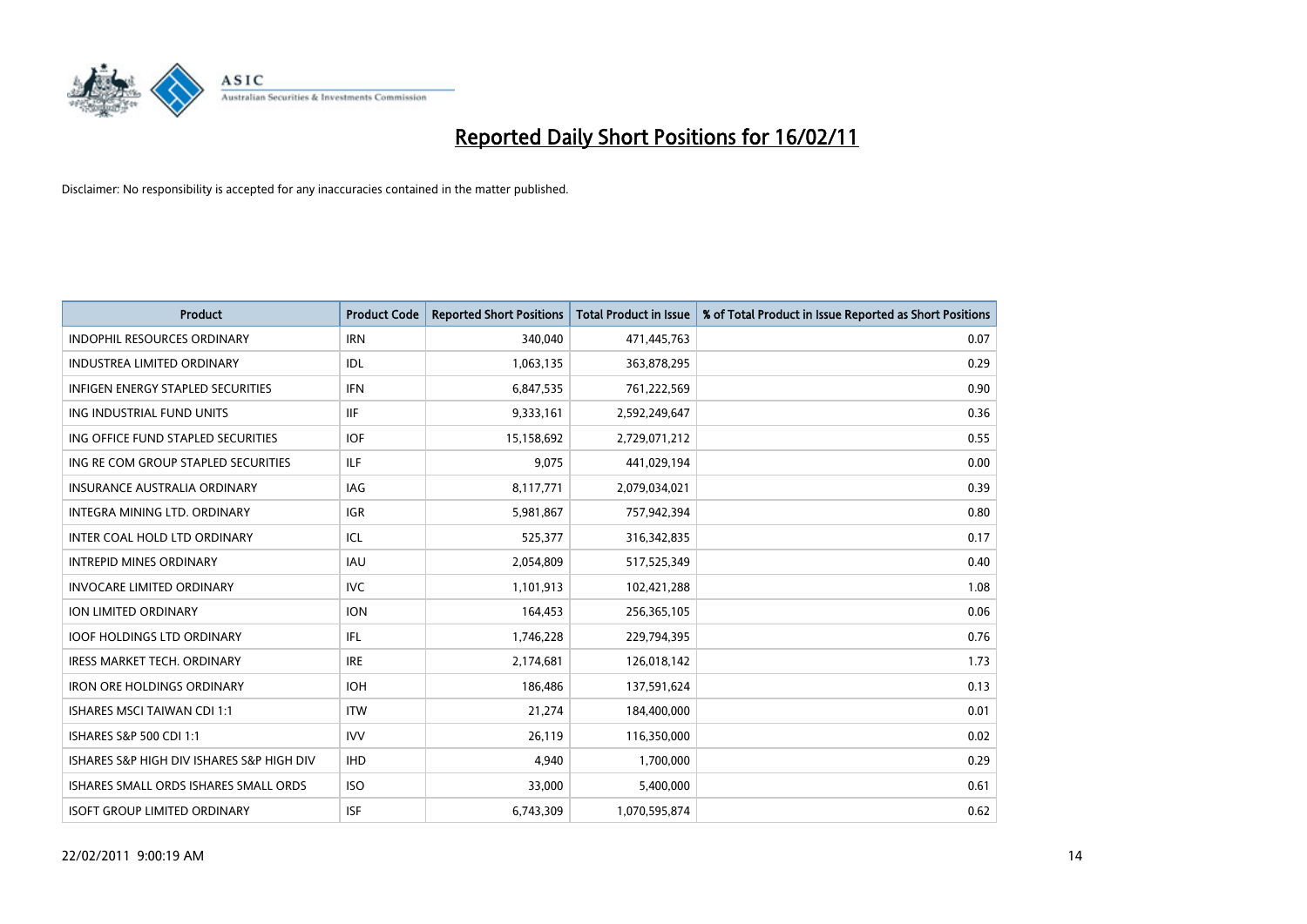# Reported Daily Short Positions for 16/02/11

Disclaimer: No responsibility is accepted for any inaccuracies contained in the matter published.

| Product | Product Code | Reported Short Positions | Total Product in Issue | % of Total Product in Issue Reported as Short Positions |
|---|---|---|---|---|
| INDOPHIL RESOURCES ORDINARY | IRN | 340,040 | 471,445,763 | 0.07 |
| INDUSTREA LIMITED ORDINARY | IDL | 1,063,135 | 363,878,295 | 0.29 |
| INFIGEN ENERGY STAPLED SECURITIES | IFN | 6,847,535 | 761,222,569 | 0.90 |
| ING INDUSTRIAL FUND UNITS | IIF | 9,333,161 | 2,592,249,647 | 0.36 |
| ING OFFICE FUND STAPLED SECURITIES | IOF | 15,158,692 | 2,729,071,212 | 0.55 |
| ING RE COM GROUP STAPLED SECURITIES | ILF | 9,075 | 441,029,194 | 0.00 |
| INSURANCE AUSTRALIA ORDINARY | IAG | 8,117,771 | 2,079,034,021 | 0.39 |
| INTEGRA MINING LTD. ORDINARY | IGR | 5,981,867 | 757,942,394 | 0.80 |
| INTER COAL HOLD LTD ORDINARY | ICL | 525,377 | 316,342,835 | 0.17 |
| INTREPID MINES ORDINARY | IAU | 2,054,809 | 517,525,349 | 0.40 |
| INVOCARE LIMITED ORDINARY | IVC | 1,101,913 | 102,421,288 | 1.08 |
| ION LIMITED ORDINARY | ION | 164,453 | 256,365,105 | 0.06 |
| IOOF HOLDINGS LTD ORDINARY | IFL | 1,746,228 | 229,794,395 | 0.76 |
| IRESS MARKET TECH. ORDINARY | IRE | 2,174,681 | 126,018,142 | 1.73 |
| IRON ORE HOLDINGS ORDINARY | IOH | 186,486 | 137,591,624 | 0.13 |
| ISHARES MSCI TAIWAN CDI 1:1 | ITW | 21,274 | 184,400,000 | 0.01 |
| ISHARES S&P 500 CDI 1:1 | IVV | 26,119 | 116,350,000 | 0.02 |
| ISHARES S&P HIGH DIV ISHARES S&P HIGH DIV | IHD | 4,940 | 1,700,000 | 0.29 |
| ISHARES SMALL ORDS ISHARES SMALL ORDS | ISO | 33,000 | 5,400,000 | 0.61 |
| ISOFT GROUP LIMITED ORDINARY | ISF | 6,743,309 | 1,070,595,874 | 0.62 |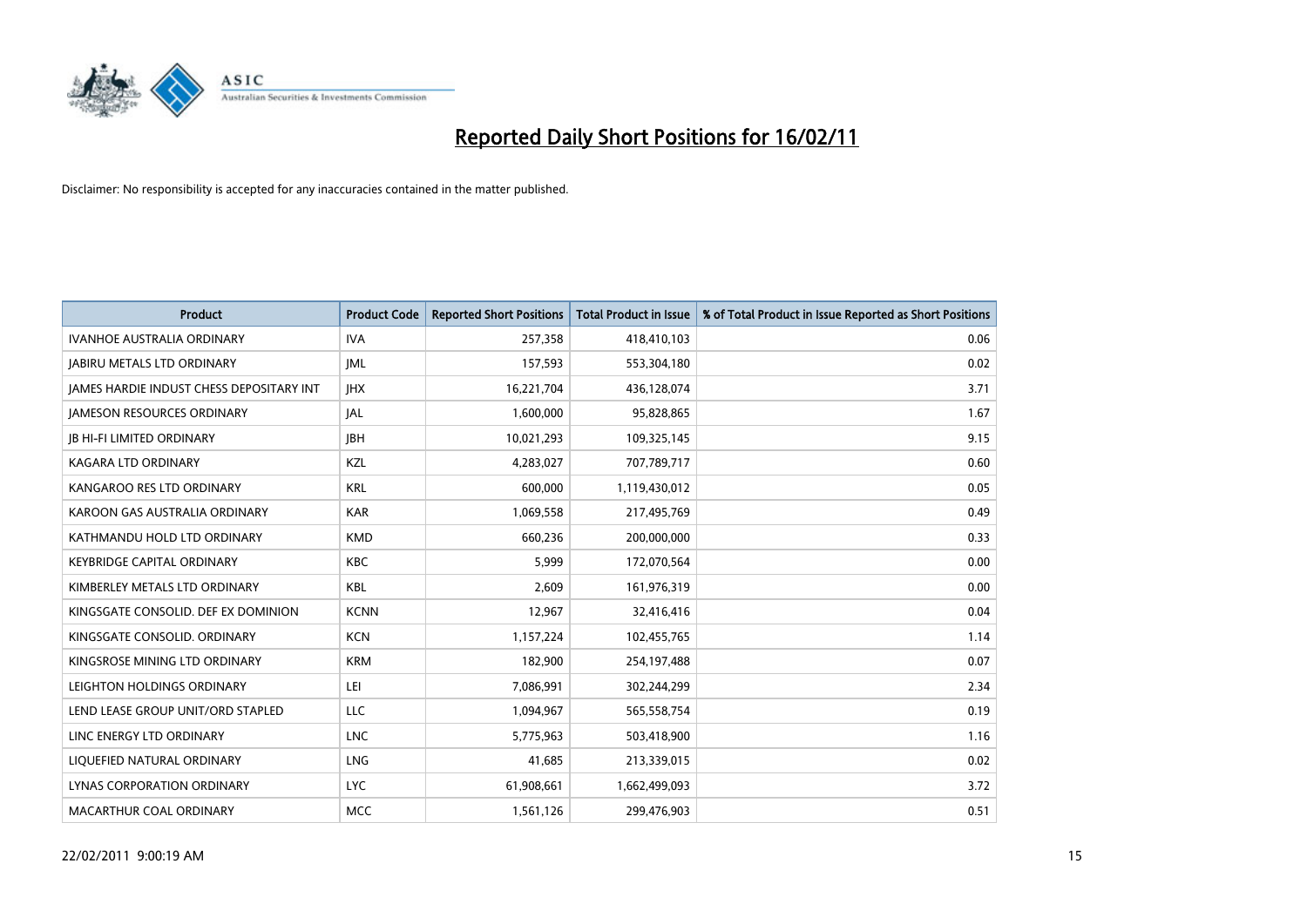# Reported Daily Short Positions for 16/02/11

Disclaimer: No responsibility is accepted for any inaccuracies contained in the matter published.

| Product | Product Code | Reported Short Positions | Total Product in Issue | % of Total Product in Issue Reported as Short Positions |
|---|---|---|---|---|
| IVANHOE AUSTRALIA ORDINARY | IVA | 257,358 | 418,410,103 | 0.06 |
| JABIRU METALS LTD ORDINARY | JML | 157,593 | 553,304,180 | 0.02 |
| JAMES HARDIE INDUST CHESS DEPOSITARY INT | JHX | 16,221,704 | 436,128,074 | 3.71 |
| JAMESON RESOURCES ORDINARY | JAL | 1,600,000 | 95,828,865 | 1.67 |
| JB HI-FI LIMITED ORDINARY | JBH | 10,021,293 | 109,325,145 | 9.15 |
| KAGARA LTD ORDINARY | KZL | 4,283,027 | 707,789,717 | 0.60 |
| KANGAROO RES LTD ORDINARY | KRL | 600,000 | 1,119,430,012 | 0.05 |
| KAROON GAS AUSTRALIA ORDINARY | KAR | 1,069,558 | 217,495,769 | 0.49 |
| KATHMANDU HOLD LTD ORDINARY | KMD | 660,236 | 200,000,000 | 0.33 |
| KEYBRIDGE CAPITAL ORDINARY | KBC | 5,999 | 172,070,564 | 0.00 |
| KIMBERLEY METALS LTD ORDINARY | KBL | 2,609 | 161,976,319 | 0.00 |
| KINGSGATE CONSOLID. DEF EX DOMINION | KCNN | 12,967 | 32,416,416 | 0.04 |
| KINGSGATE CONSOLID. ORDINARY | KCN | 1,157,224 | 102,455,765 | 1.14 |
| KINGSROSE MINING LTD ORDINARY | KRM | 182,900 | 254,197,488 | 0.07 |
| LEIGHTON HOLDINGS ORDINARY | LEI | 7,086,991 | 302,244,299 | 2.34 |
| LEND LEASE GROUP UNIT/ORD STAPLED | LLC | 1,094,967 | 565,558,754 | 0.19 |
| LINC ENERGY LTD ORDINARY | LNC | 5,775,963 | 503,418,900 | 1.16 |
| LIQUEFIED NATURAL ORDINARY | LNG | 41,685 | 213,339,015 | 0.02 |
| LYNAS CORPORATION ORDINARY | LYC | 61,908,661 | 1,662,499,093 | 3.72 |
| MACARTHUR COAL ORDINARY | MCC | 1,561,126 | 299,476,903 | 0.51 |

22/02/2011 9:00:19 AM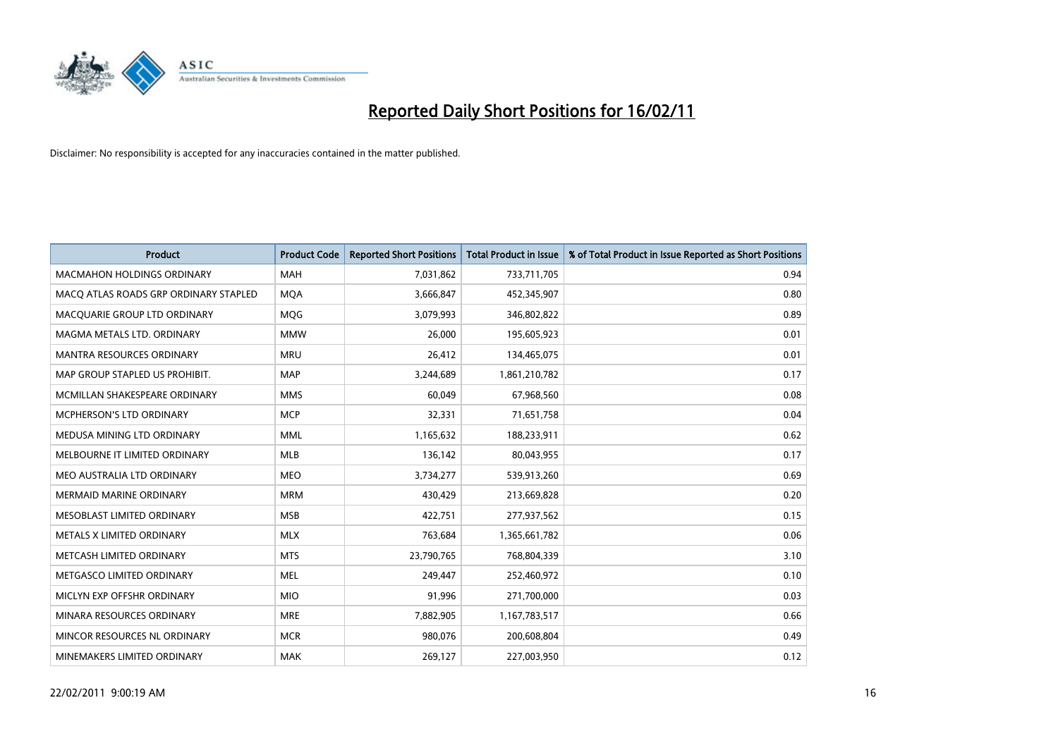# Reported Daily Short Positions for 16/02/11

Disclaimer: No responsibility is accepted for any inaccuracies contained in the matter published.

| Product | Product Code | Reported Short Positions | Total Product in Issue | % of Total Product in Issue Reported as Short Positions |
|---|---|---|---|---|
| MACMAHON HOLDINGS ORDINARY | MAH | 7,031,862 | 733,711,705 | 0.94 |
| MACQ ATLAS ROADS GRP ORDINARY STAPLED | MQA | 3,666,847 | 452,345,907 | 0.80 |
| MACQUARIE GROUP LTD ORDINARY | MQG | 3,079,993 | 346,802,822 | 0.89 |
| MAGMA METALS LTD. ORDINARY | MMW | 26,000 | 195,605,923 | 0.01 |
| MANTRA RESOURCES ORDINARY | MRU | 26,412 | 134,465,075 | 0.01 |
| MAP GROUP STAPLED US PROHIBIT. | MAP | 3,244,689 | 1,861,210,782 | 0.17 |
| MCMILLAN SHAKESPEARE ORDINARY | MMS | 60,049 | 67,968,560 | 0.08 |
| MCPHERSON'S LTD ORDINARY | MCP | 32,331 | 71,651,758 | 0.04 |
| MEDUSA MINING LTD ORDINARY | MML | 1,165,632 | 188,233,911 | 0.62 |
| MELBOURNE IT LIMITED ORDINARY | MLB | 136,142 | 80,043,955 | 0.17 |
| MEO AUSTRALIA LTD ORDINARY | MEO | 3,734,277 | 539,913,260 | 0.69 |
| MERMAID MARINE ORDINARY | MRM | 430,429 | 213,669,828 | 0.20 |
| MESOBLAST LIMITED ORDINARY | MSB | 422,751 | 277,937,562 | 0.15 |
| METALS X LIMITED ORDINARY | MLX | 763,684 | 1,365,661,782 | 0.06 |
| METCASH LIMITED ORDINARY | MTS | 23,790,765 | 768,804,339 | 3.10 |
| METGASCO LIMITED ORDINARY | MEL | 249,447 | 252,460,972 | 0.10 |
| MICLYN EXP OFFSHR ORDINARY | MIO | 91,996 | 271,700,000 | 0.03 |
| MINARA RESOURCES ORDINARY | MRE | 7,882,905 | 1,167,783,517 | 0.66 |
| MINCOR RESOURCES NL ORDINARY | MCR | 980,076 | 200,608,804 | 0.49 |
| MINEMAKERS LIMITED ORDINARY | MAK | 269,127 | 227,003,950 | 0.12 |

22/02/2011 9:00:19 AM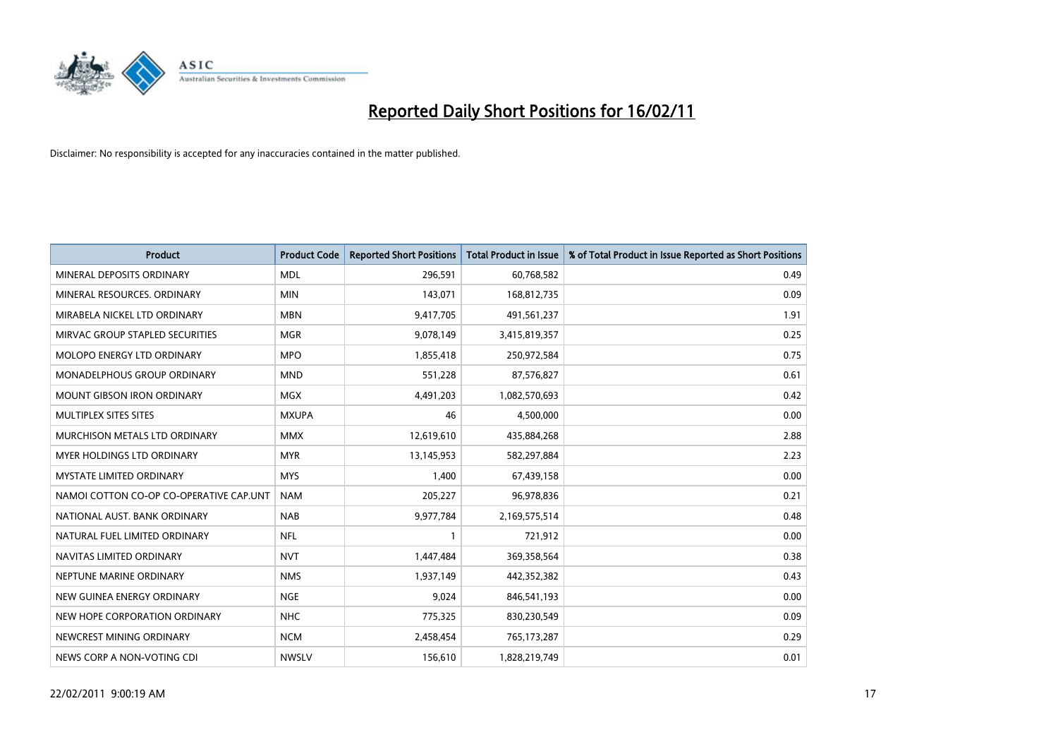# Reported Daily Short Positions for 16/02/11

Disclaimer: No responsibility is accepted for any inaccuracies contained in the matter published.

| Product | Product Code | Reported Short Positions | Total Product in Issue | % of Total Product in Issue Reported as Short Positions |
|---|---|---|---|---|
| MINERAL DEPOSITS ORDINARY | MDL | 296,591 | 60,768,582 | 0.49 |
| MINERAL RESOURCES. ORDINARY | MIN | 143,071 | 168,812,735 | 0.09 |
| MIRABELA NICKEL LTD ORDINARY | MBN | 9,417,705 | 491,561,237 | 1.91 |
| MIRVAC GROUP STAPLED SECURITIES | MGR | 9,078,149 | 3,415,819,357 | 0.25 |
| MOLOPO ENERGY LTD ORDINARY | MPO | 1,855,418 | 250,972,584 | 0.75 |
| MONADELPHOUS GROUP ORDINARY | MND | 551,228 | 87,576,827 | 0.61 |
| MOUNT GIBSON IRON ORDINARY | MGX | 4,491,203 | 1,082,570,693 | 0.42 |
| MULTIPLEX SITES SITES | MXUPA | 46 | 4,500,000 | 0.00 |
| MURCHISON METALS LTD ORDINARY | MMX | 12,619,610 | 435,884,268 | 2.88 |
| MYER HOLDINGS LTD ORDINARY | MYR | 13,145,953 | 582,297,884 | 2.23 |
| MYSTATE LIMITED ORDINARY | MYS | 1,400 | 67,439,158 | 0.00 |
| NAMOI COTTON CO-OP CO-OPERATIVE CAP.UNT | NAM | 205,227 | 96,978,836 | 0.21 |
| NATIONAL AUST. BANK ORDINARY | NAB | 9,977,784 | 2,169,575,514 | 0.48 |
| NATURAL FUEL LIMITED ORDINARY | NFL | 1 | 721,912 | 0.00 |
| NAVITAS LIMITED ORDINARY | NVT | 1,447,484 | 369,358,564 | 0.38 |
| NEPTUNE MARINE ORDINARY | NMS | 1,937,149 | 442,352,382 | 0.43 |
| NEW GUINEA ENERGY ORDINARY | NGE | 9,024 | 846,541,193 | 0.00 |
| NEW HOPE CORPORATION ORDINARY | NHC | 775,325 | 830,230,549 | 0.09 |
| NEWCREST MINING ORDINARY | NCM | 2,458,454 | 765,173,287 | 0.29 |
| NEWS CORP A NON-VOTING CDI | NWSLV | 156,610 | 1,828,219,749 | 0.01 |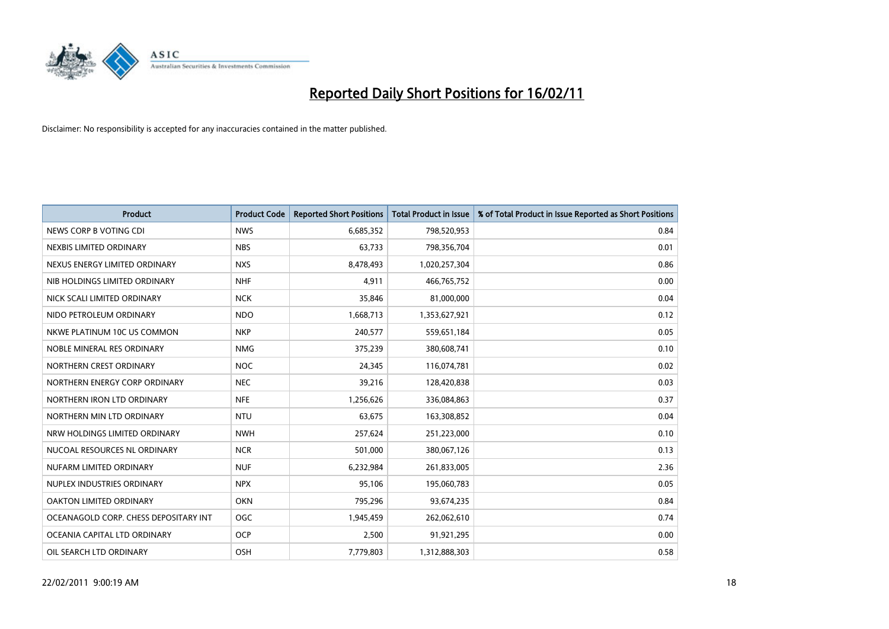# Reported Daily Short Positions for 16/02/11

Disclaimer: No responsibility is accepted for any inaccuracies contained in the matter published.

| Product | Product Code | Reported Short Positions | Total Product in Issue | % of Total Product in Issue Reported as Short Positions |
|---|---|---|---|---|
| NEWS CORP B VOTING CDI | NWS | 6,685,352 | 798,520,953 | 0.84 |
| NEXBIS LIMITED ORDINARY | NBS | 63,733 | 798,356,704 | 0.01 |
| NEXUS ENERGY LIMITED ORDINARY | NXS | 8,478,493 | 1,020,257,304 | 0.86 |
| NIB HOLDINGS LIMITED ORDINARY | NHF | 4,911 | 466,765,752 | 0.00 |
| NICK SCALI LIMITED ORDINARY | NCK | 35,846 | 81,000,000 | 0.04 |
| NIDO PETROLEUM ORDINARY | NDO | 1,668,713 | 1,353,627,921 | 0.12 |
| NKWE PLATINUM 10C US COMMON | NKP | 240,577 | 559,651,184 | 0.05 |
| NOBLE MINERAL RES ORDINARY | NMG | 375,239 | 380,608,741 | 0.10 |
| NORTHERN CREST ORDINARY | NOC | 24,345 | 116,074,781 | 0.02 |
| NORTHERN ENERGY CORP ORDINARY | NEC | 39,216 | 128,420,838 | 0.03 |
| NORTHERN IRON LTD ORDINARY | NFE | 1,256,626 | 336,084,863 | 0.37 |
| NORTHERN MIN LTD ORDINARY | NTU | 63,675 | 163,308,852 | 0.04 |
| NRW HOLDINGS LIMITED ORDINARY | NWH | 257,624 | 251,223,000 | 0.10 |
| NUCOAL RESOURCES NL ORDINARY | NCR | 501,000 | 380,067,126 | 0.13 |
| NUFARM LIMITED ORDINARY | NUF | 6,232,984 | 261,833,005 | 2.36 |
| NUPLEX INDUSTRIES ORDINARY | NPX | 95,106 | 195,060,783 | 0.05 |
| OAKTON LIMITED ORDINARY | OKN | 795,296 | 93,674,235 | 0.84 |
| OCEANAGOLD CORP. CHESS DEPOSITARY INT | OGC | 1,945,459 | 262,062,610 | 0.74 |
| OCEANIA CAPITAL LTD ORDINARY | OCP | 2,500 | 91,921,295 | 0.00 |
| OIL SEARCH LTD ORDINARY | OSH | 7,779,803 | 1,312,888,303 | 0.58 |

22/02/2011 9:00:19 AM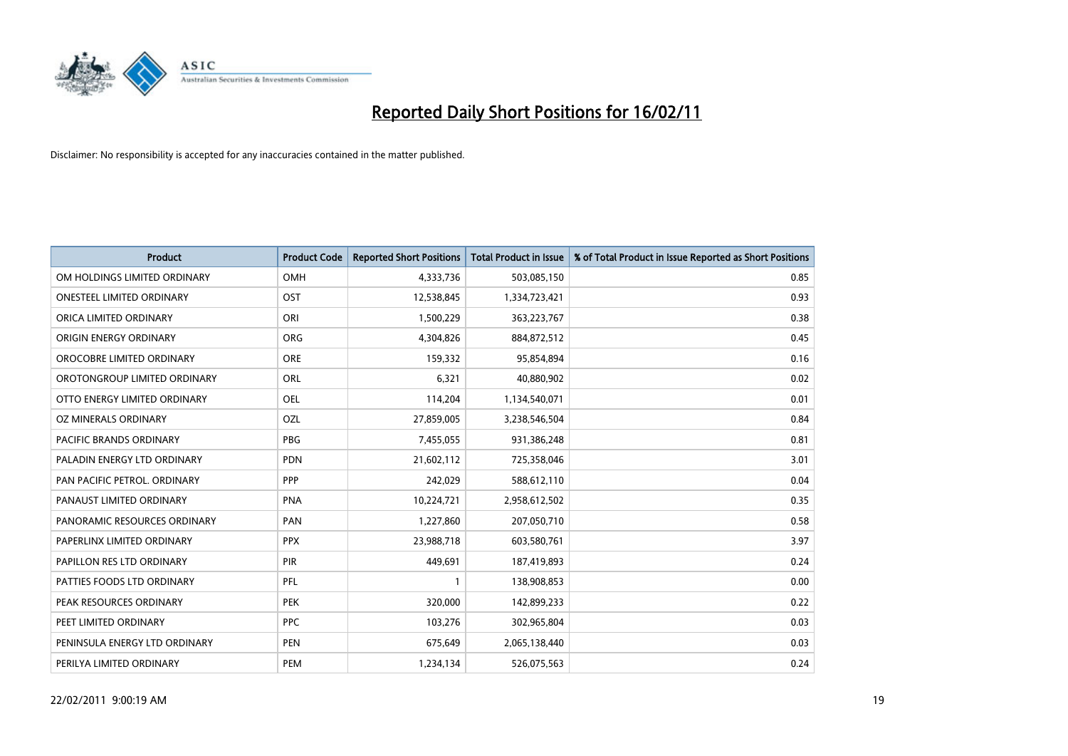# Reported Daily Short Positions for 16/02/11

Disclaimer: No responsibility is accepted for any inaccuracies contained in the matter published.

| Product | Product Code | Reported Short Positions | Total Product in Issue | % of Total Product in Issue Reported as Short Positions |
|---|---|---|---|---|
| OM HOLDINGS LIMITED ORDINARY | OMH | 4,333,736 | 503,085,150 | 0.85 |
| ONESTEEL LIMITED ORDINARY | OST | 12,538,845 | 1,334,723,421 | 0.93 |
| ORICA LIMITED ORDINARY | ORI | 1,500,229 | 363,223,767 | 0.38 |
| ORIGIN ENERGY ORDINARY | ORG | 4,304,826 | 884,872,512 | 0.45 |
| OROCOBRE LIMITED ORDINARY | ORE | 159,332 | 95,854,894 | 0.16 |
| OROTONGROUP LIMITED ORDINARY | ORL | 6,321 | 40,880,902 | 0.02 |
| OTTO ENERGY LIMITED ORDINARY | OEL | 114,204 | 1,134,540,071 | 0.01 |
| OZ MINERALS ORDINARY | OZL | 27,859,005 | 3,238,546,504 | 0.84 |
| PACIFIC BRANDS ORDINARY | PBG | 7,455,055 | 931,386,248 | 0.81 |
| PALADIN ENERGY LTD ORDINARY | PDN | 21,602,112 | 725,358,046 | 3.01 |
| PAN PACIFIC PETROL. ORDINARY | PPP | 242,029 | 588,612,110 | 0.04 |
| PANAUST LIMITED ORDINARY | PNA | 10,224,721 | 2,958,612,502 | 0.35 |
| PANORAMIC RESOURCES ORDINARY | PAN | 1,227,860 | 207,050,710 | 0.58 |
| PAPERLINX LIMITED ORDINARY | PPX | 23,988,718 | 603,580,761 | 3.97 |
| PAPILLON RES LTD ORDINARY | PIR | 449,691 | 187,419,893 | 0.24 |
| PATTIES FOODS LTD ORDINARY | PFL | 1 | 138,908,853 | 0.00 |
| PEAK RESOURCES ORDINARY | PEK | 320,000 | 142,899,233 | 0.22 |
| PEET LIMITED ORDINARY | PPC | 103,276 | 302,965,804 | 0.03 |
| PENINSULA ENERGY LTD ORDINARY | PEN | 675,649 | 2,065,138,440 | 0.03 |
| PERILYA LIMITED ORDINARY | PEM | 1,234,134 | 526,075,563 | 0.24 |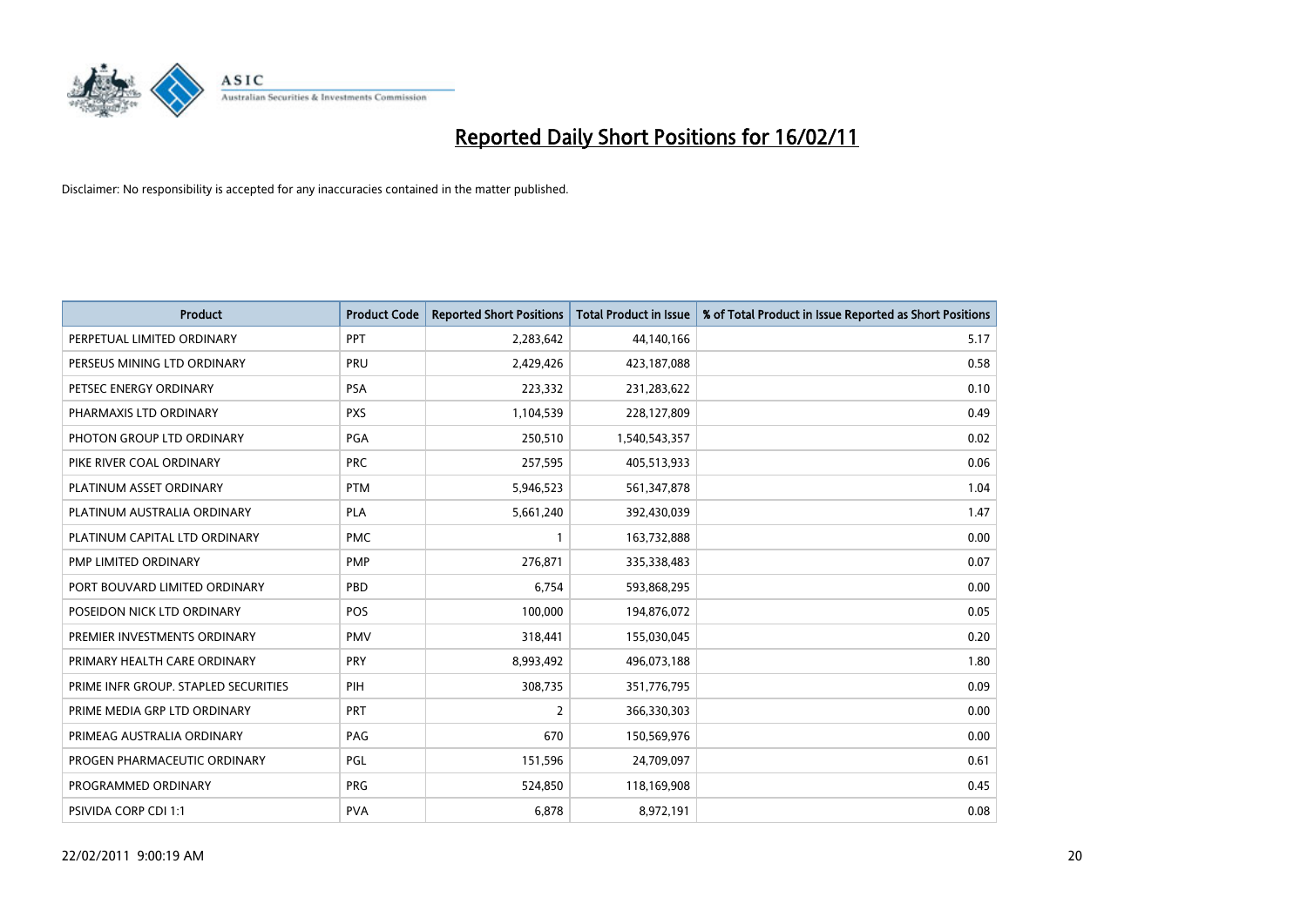# Reported Daily Short Positions for 16/02/11

Disclaimer: No responsibility is accepted for any inaccuracies contained in the matter published.

| Product | Product Code | Reported Short Positions | Total Product in Issue | % of Total Product in Issue Reported as Short Positions |
|---|---|---|---|---|
| PERPETUAL LIMITED ORDINARY | PPT | 2,283,642 | 44,140,166 | 5.17 |
| PERSEUS MINING LTD ORDINARY | PRU | 2,429,426 | 423,187,088 | 0.58 |
| PETSEC ENERGY ORDINARY | PSA | 223,332 | 231,283,622 | 0.10 |
| PHARMAXIS LTD ORDINARY | PXS | 1,104,539 | 228,127,809 | 0.49 |
| PHOTON GROUP LTD ORDINARY | PGA | 250,510 | 1,540,543,357 | 0.02 |
| PIKE RIVER COAL ORDINARY | PRC | 257,595 | 405,513,933 | 0.06 |
| PLATINUM ASSET ORDINARY | PTM | 5,946,523 | 561,347,878 | 1.04 |
| PLATINUM AUSTRALIA ORDINARY | PLA | 5,661,240 | 392,430,039 | 1.47 |
| PLATINUM CAPITAL LTD ORDINARY | PMC | 1 | 163,732,888 | 0.00 |
| PMP LIMITED ORDINARY | PMP | 276,871 | 335,338,483 | 0.07 |
| PORT BOUVARD LIMITED ORDINARY | PBD | 6,754 | 593,868,295 | 0.00 |
| POSEIDON NICK LTD ORDINARY | POS | 100,000 | 194,876,072 | 0.05 |
| PREMIER INVESTMENTS ORDINARY | PMV | 318,441 | 155,030,045 | 0.20 |
| PRIMARY HEALTH CARE ORDINARY | PRY | 8,993,492 | 496,073,188 | 1.80 |
| PRIME INFR GROUP. STAPLED SECURITIES | PIH | 308,735 | 351,776,795 | 0.09 |
| PRIME MEDIA GRP LTD ORDINARY | PRT | 2 | 366,330,303 | 0.00 |
| PRIMEAG AUSTRALIA ORDINARY | PAG | 670 | 150,569,976 | 0.00 |
| PROGEN PHARMACEUTIC ORDINARY | PGL | 151,596 | 24,709,097 | 0.61 |
| PROGRAMMED ORDINARY | PRG | 524,850 | 118,169,908 | 0.45 |
| PSIVIDA CORP CDI 1:1 | PVA | 6,878 | 8,972,191 | 0.08 |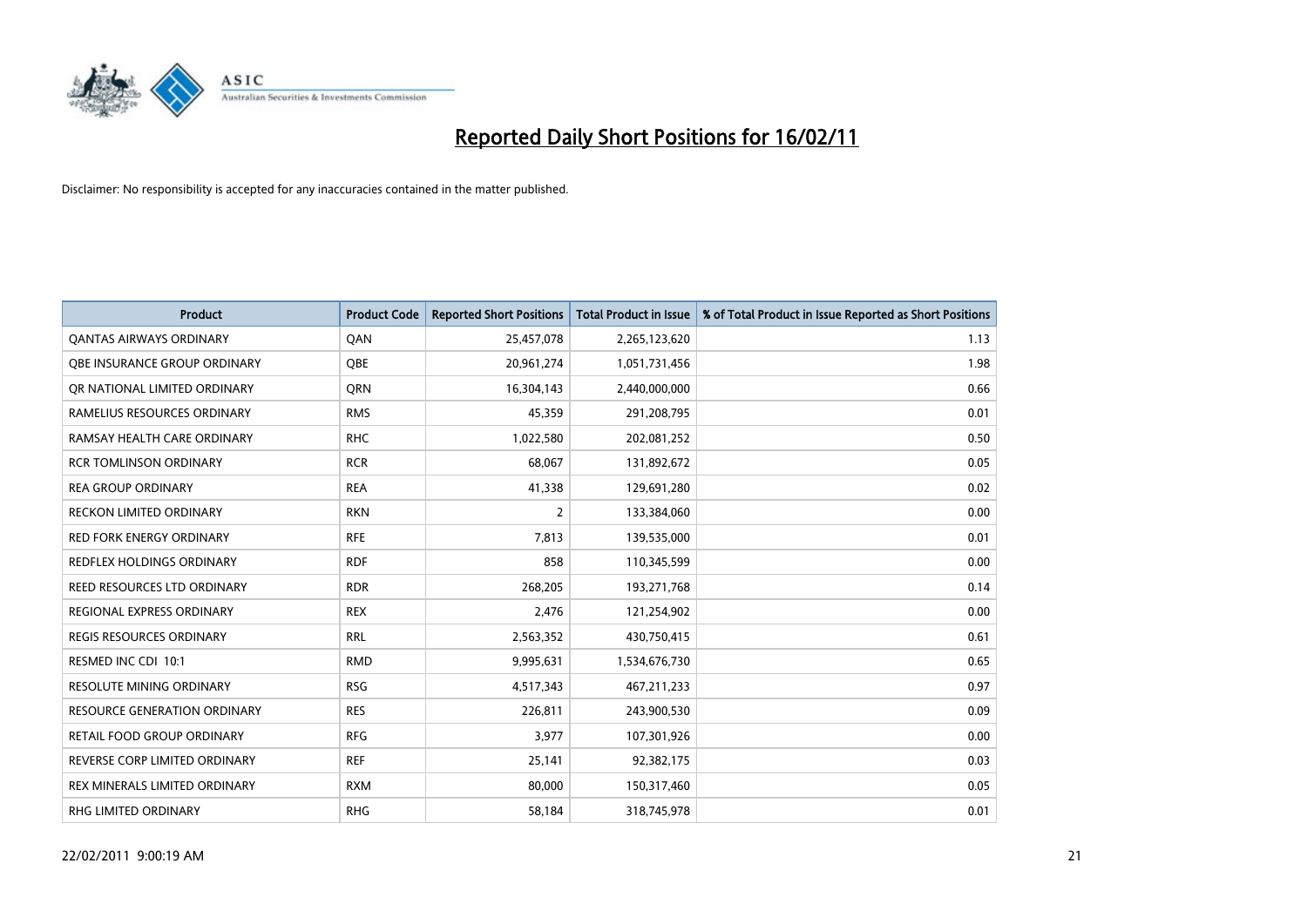# Reported Daily Short Positions for 16/02/11

Disclaimer: No responsibility is accepted for any inaccuracies contained in the matter published.

| Product | Product Code | Reported Short Positions | Total Product in Issue | % of Total Product in Issue Reported as Short Positions |
|---|---|---|---|---|
| QANTAS AIRWAYS ORDINARY | QAN | 25,457,078 | 2,265,123,620 | 1.13 |
| QBE INSURANCE GROUP ORDINARY | QBE | 20,961,274 | 1,051,731,456 | 1.98 |
| QR NATIONAL LIMITED ORDINARY | QRN | 16,304,143 | 2,440,000,000 | 0.66 |
| RAMELIUS RESOURCES ORDINARY | RMS | 45,359 | 291,208,795 | 0.01 |
| RAMSAY HEALTH CARE ORDINARY | RHC | 1,022,580 | 202,081,252 | 0.50 |
| RCR TOMLINSON ORDINARY | RCR | 68,067 | 131,892,672 | 0.05 |
| REA GROUP ORDINARY | REA | 41,338 | 129,691,280 | 0.02 |
| RECKON LIMITED ORDINARY | RKN | 2 | 133,384,060 | 0.00 |
| RED FORK ENERGY ORDINARY | RFE | 7,813 | 139,535,000 | 0.01 |
| REDFLEX HOLDINGS ORDINARY | RDF | 858 | 110,345,599 | 0.00 |
| REED RESOURCES LTD ORDINARY | RDR | 268,205 | 193,271,768 | 0.14 |
| REGIONAL EXPRESS ORDINARY | REX | 2,476 | 121,254,902 | 0.00 |
| REGIS RESOURCES ORDINARY | RRL | 2,563,352 | 430,750,415 | 0.61 |
| RESMED INC CDI 10:1 | RMD | 9,995,631 | 1,534,676,730 | 0.65 |
| RESOLUTE MINING ORDINARY | RSG | 4,517,343 | 467,211,233 | 0.97 |
| RESOURCE GENERATION ORDINARY | RES | 226,811 | 243,900,530 | 0.09 |
| RETAIL FOOD GROUP ORDINARY | RFG | 3,977 | 107,301,926 | 0.00 |
| REVERSE CORP LIMITED ORDINARY | REF | 25,141 | 92,382,175 | 0.03 |
| REX MINERALS LIMITED ORDINARY | RXM | 80,000 | 150,317,460 | 0.05 |
| RHG LIMITED ORDINARY | RHG | 58,184 | 318,745,978 | 0.01 |

22/02/2011 9:00:19 AM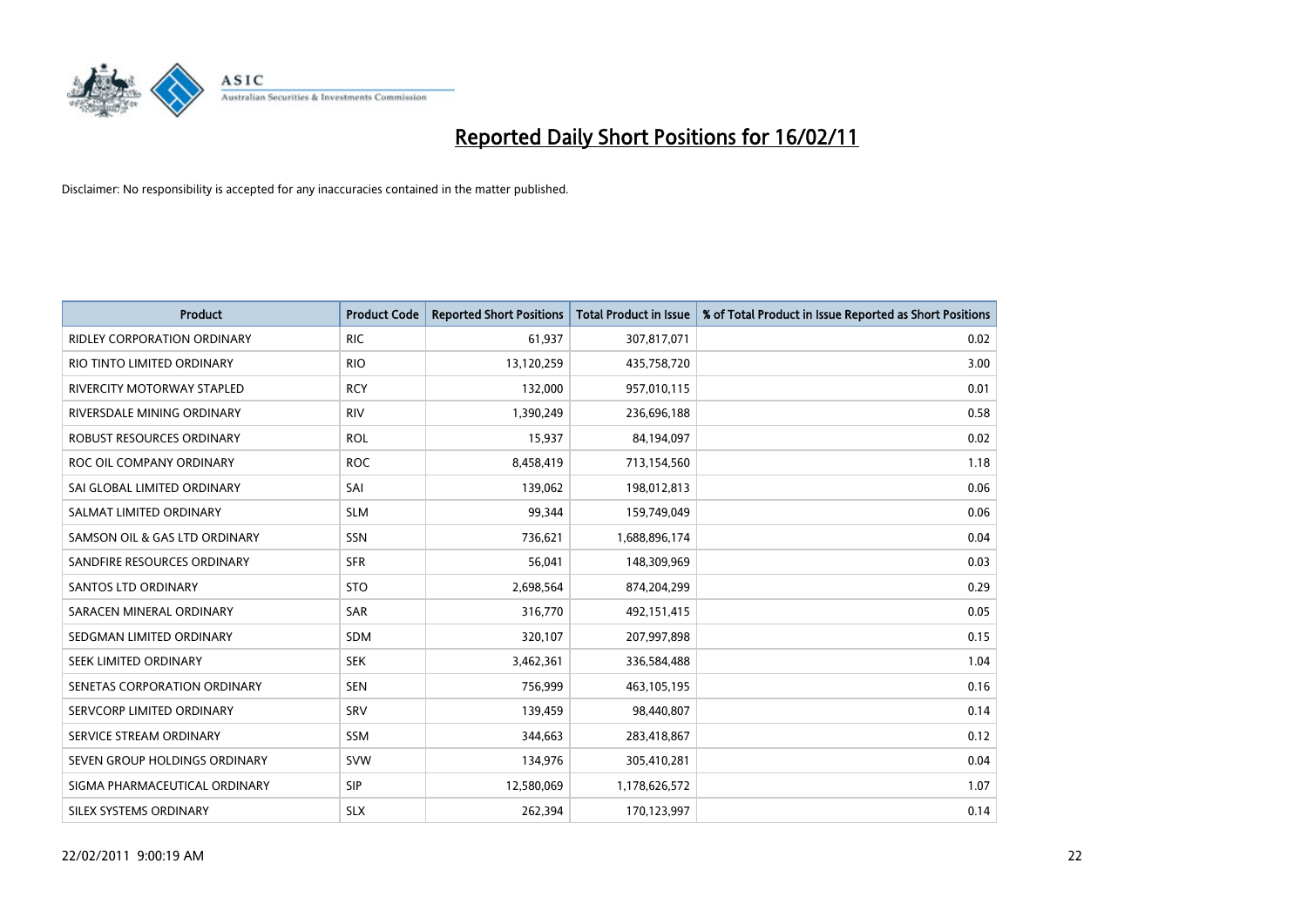# Reported Daily Short Positions for 16/02/11

Disclaimer: No responsibility is accepted for any inaccuracies contained in the matter published.

| Product | Product Code | Reported Short Positions | Total Product in Issue | % of Total Product in Issue Reported as Short Positions |
|---|---|---|---|---|
| RIDLEY CORPORATION ORDINARY | RIC | 61,937 | 307,817,071 | 0.02 |
| RIO TINTO LIMITED ORDINARY | RIO | 13,120,259 | 435,758,720 | 3.00 |
| RIVERCITY MOTORWAY STAPLED | RCY | 132,000 | 957,010,115 | 0.01 |
| RIVERSDALE MINING ORDINARY | RIV | 1,390,249 | 236,696,188 | 0.58 |
| ROBUST RESOURCES ORDINARY | ROL | 15,937 | 84,194,097 | 0.02 |
| ROC OIL COMPANY ORDINARY | ROC | 8,458,419 | 713,154,560 | 1.18 |
| SAI GLOBAL LIMITED ORDINARY | SAI | 139,062 | 198,012,813 | 0.06 |
| SALMAT LIMITED ORDINARY | SLM | 99,344 | 159,749,049 | 0.06 |
| SAMSON OIL & GAS LTD ORDINARY | SSN | 736,621 | 1,688,896,174 | 0.04 |
| SANDFIRE RESOURCES ORDINARY | SFR | 56,041 | 148,309,969 | 0.03 |
| SANTOS LTD ORDINARY | STO | 2,698,564 | 874,204,299 | 0.29 |
| SARACEN MINERAL ORDINARY | SAR | 316,770 | 492,151,415 | 0.05 |
| SEDGMAN LIMITED ORDINARY | SDM | 320,107 | 207,997,898 | 0.15 |
| SEEK LIMITED ORDINARY | SEK | 3,462,361 | 336,584,488 | 1.04 |
| SENETAS CORPORATION ORDINARY | SEN | 756,999 | 463,105,195 | 0.16 |
| SERVCORP LIMITED ORDINARY | SRV | 139,459 | 98,440,807 | 0.14 |
| SERVICE STREAM ORDINARY | SSM | 344,663 | 283,418,867 | 0.12 |
| SEVEN GROUP HOLDINGS ORDINARY | SVW | 134,976 | 305,410,281 | 0.04 |
| SIGMA PHARMACEUTICAL ORDINARY | SIP | 12,580,069 | 1,178,626,572 | 1.07 |
| SILEX SYSTEMS ORDINARY | SLX | 262,394 | 170,123,997 | 0.14 |

22/02/2011 9:00:19 AM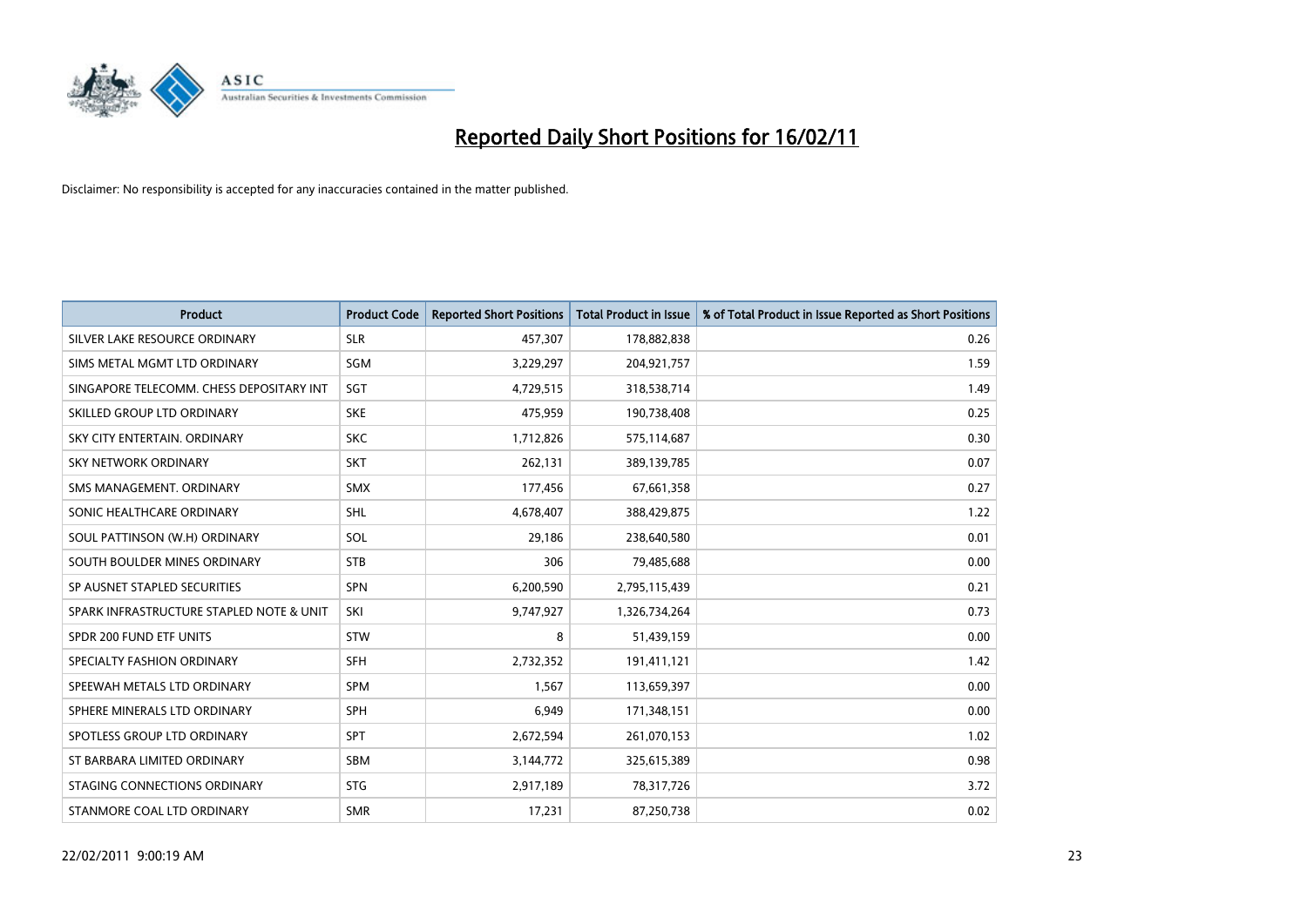# Reported Daily Short Positions for 16/02/11

Disclaimer: No responsibility is accepted for any inaccuracies contained in the matter published.

| Product | Product Code | Reported Short Positions | Total Product in Issue | % of Total Product in Issue Reported as Short Positions |
|---|---|---|---|---|
| SILVER LAKE RESOURCE ORDINARY | SLR | 457,307 | 178,882,838 | 0.26 |
| SIMS METAL MGMT LTD ORDINARY | SGM | 3,229,297 | 204,921,757 | 1.59 |
| SINGAPORE TELECOMM. CHESS DEPOSITARY INT | SGT | 4,729,515 | 318,538,714 | 1.49 |
| SKILLED GROUP LTD ORDINARY | SKE | 475,959 | 190,738,408 | 0.25 |
| SKY CITY ENTERTAIN. ORDINARY | SKC | 1,712,826 | 575,114,687 | 0.30 |
| SKY NETWORK ORDINARY | SKT | 262,131 | 389,139,785 | 0.07 |
| SMS MANAGEMENT. ORDINARY | SMX | 177,456 | 67,661,358 | 0.27 |
| SONIC HEALTHCARE ORDINARY | SHL | 4,678,407 | 388,429,875 | 1.22 |
| SOUL PATTINSON (W.H) ORDINARY | SOL | 29,186 | 238,640,580 | 0.01 |
| SOUTH BOULDER MINES ORDINARY | STB | 306 | 79,485,688 | 0.00 |
| SP AUSNET STAPLED SECURITIES | SPN | 6,200,590 | 2,795,115,439 | 0.21 |
| SPARK INFRASTRUCTURE STAPLED NOTE & UNIT | SKI | 9,747,927 | 1,326,734,264 | 0.73 |
| SPDR 200 FUND ETF UNITS | STW | 8 | 51,439,159 | 0.00 |
| SPECIALTY FASHION ORDINARY | SFH | 2,732,352 | 191,411,121 | 1.42 |
| SPEEWAH METALS LTD ORDINARY | SPM | 1,567 | 113,659,397 | 0.00 |
| SPHERE MINERALS LTD ORDINARY | SPH | 6,949 | 171,348,151 | 0.00 |
| SPOTLESS GROUP LTD ORDINARY | SPT | 2,672,594 | 261,070,153 | 1.02 |
| ST BARBARA LIMITED ORDINARY | SBM | 3,144,772 | 325,615,389 | 0.98 |
| STAGING CONNECTIONS ORDINARY | STG | 2,917,189 | 78,317,726 | 3.72 |
| STANMORE COAL LTD ORDINARY | SMR | 17,231 | 87,250,738 | 0.02 |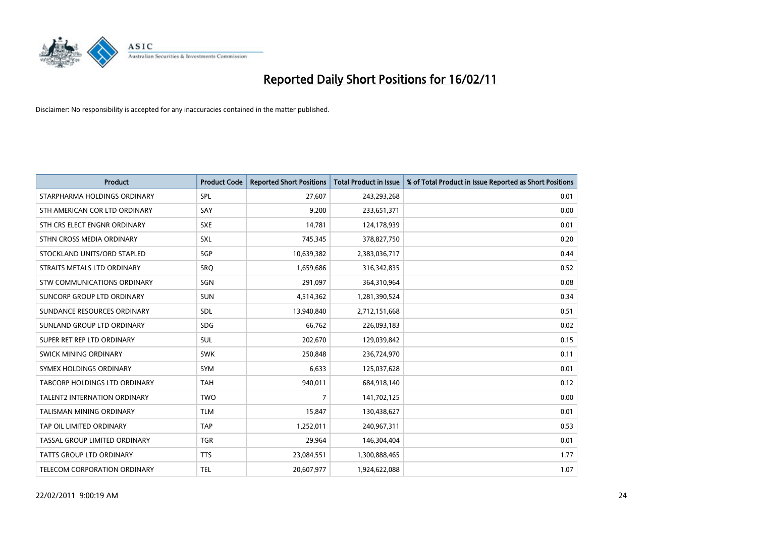# Reported Daily Short Positions for 16/02/11

Disclaimer: No responsibility is accepted for any inaccuracies contained in the matter published.

| Product | Product Code | Reported Short Positions | Total Product in Issue | % of Total Product in Issue Reported as Short Positions |
|---|---|---|---|---|
| STARPHARMA HOLDINGS ORDINARY | SPL | 27,607 | 243,293,268 | 0.01 |
| STH AMERICAN COR LTD ORDINARY | SAY | 9,200 | 233,651,371 | 0.00 |
| STH CRS ELECT ENGNR ORDINARY | SXE | 14,781 | 124,178,939 | 0.01 |
| STHN CROSS MEDIA ORDINARY | SXL | 745,345 | 378,827,750 | 0.20 |
| STOCKLAND UNITS/ORD STAPLED | SGP | 10,639,382 | 2,383,036,717 | 0.44 |
| STRAITS METALS LTD ORDINARY | SRQ | 1,659,686 | 316,342,835 | 0.52 |
| STW COMMUNICATIONS ORDINARY | SGN | 291,097 | 364,310,964 | 0.08 |
| SUNCORP GROUP LTD ORDINARY | SUN | 4,514,362 | 1,281,390,524 | 0.34 |
| SUNDANCE RESOURCES ORDINARY | SDL | 13,940,840 | 2,712,151,668 | 0.51 |
| SUNLAND GROUP LTD ORDINARY | SDG | 66,762 | 226,093,183 | 0.02 |
| SUPER RET REP LTD ORDINARY | SUL | 202,670 | 129,039,842 | 0.15 |
| SWICK MINING ORDINARY | SWK | 250,848 | 236,724,970 | 0.11 |
| SYMEX HOLDINGS ORDINARY | SYM | 6,633 | 125,037,628 | 0.01 |
| TABCORP HOLDINGS LTD ORDINARY | TAH | 940,011 | 684,918,140 | 0.12 |
| TALENT2 INTERNATION ORDINARY | TWO | 7 | 141,702,125 | 0.00 |
| TALISMAN MINING ORDINARY | TLM | 15,847 | 130,438,627 | 0.01 |
| TAP OIL LIMITED ORDINARY | TAP | 1,252,011 | 240,967,311 | 0.53 |
| TASSAL GROUP LIMITED ORDINARY | TGR | 29,964 | 146,304,404 | 0.01 |
| TATTS GROUP LTD ORDINARY | TTS | 23,084,551 | 1,300,888,465 | 1.77 |
| TELECOM CORPORATION ORDINARY | TEL | 20,607,977 | 1,924,622,088 | 1.07 |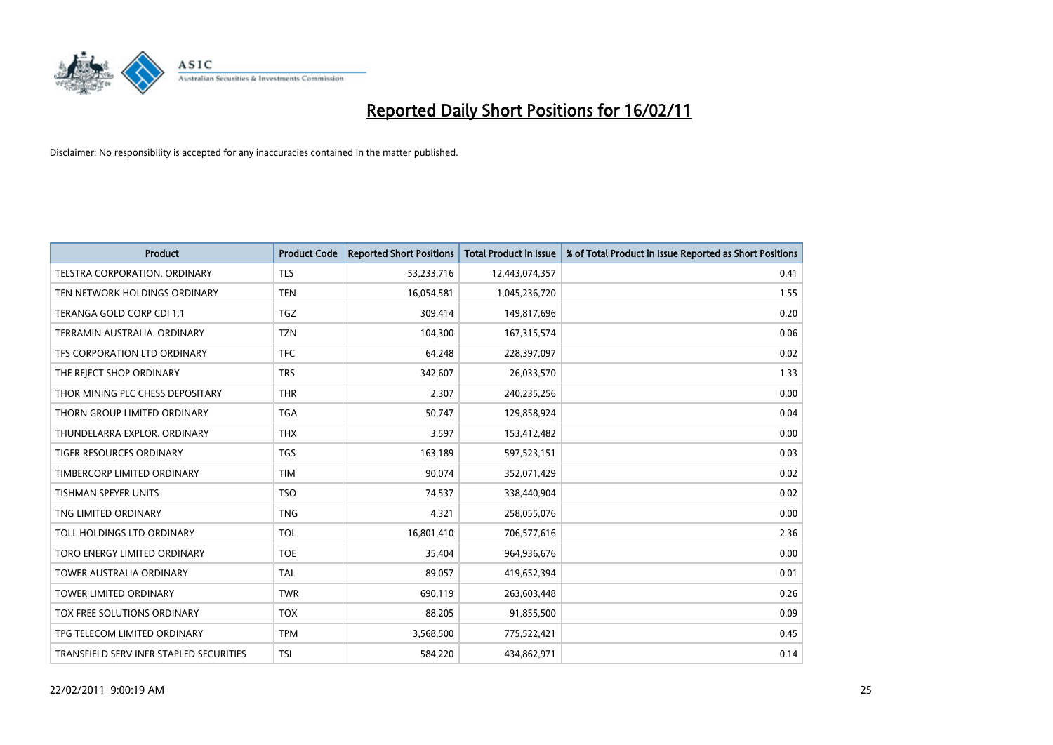# Reported Daily Short Positions for 16/02/11

Disclaimer: No responsibility is accepted for any inaccuracies contained in the matter published.

| Product | Product Code | Reported Short Positions | Total Product in Issue | % of Total Product in Issue Reported as Short Positions |
|---|---|---|---|---|
| TELSTRA CORPORATION. ORDINARY | TLS | 53,233,716 | 12,443,074,357 | 0.41 |
| TEN NETWORK HOLDINGS ORDINARY | TEN | 16,054,581 | 1,045,236,720 | 1.55 |
| TERANGA GOLD CORP CDI 1:1 | TGZ | 309,414 | 149,817,696 | 0.20 |
| TERRAMIN AUSTRALIA. ORDINARY | TZN | 104,300 | 167,315,574 | 0.06 |
| TFS CORPORATION LTD ORDINARY | TFC | 64,248 | 228,397,097 | 0.02 |
| THE REJECT SHOP ORDINARY | TRS | 342,607 | 26,033,570 | 1.33 |
| THOR MINING PLC CHESS DEPOSITARY | THR | 2,307 | 240,235,256 | 0.00 |
| THORN GROUP LIMITED ORDINARY | TGA | 50,747 | 129,858,924 | 0.04 |
| THUNDELARRA EXPLOR. ORDINARY | THX | 3,597 | 153,412,482 | 0.00 |
| TIGER RESOURCES ORDINARY | TGS | 163,189 | 597,523,151 | 0.03 |
| TIMBERCORP LIMITED ORDINARY | TIM | 90,074 | 352,071,429 | 0.02 |
| TISHMAN SPEYER UNITS | TSO | 74,537 | 338,440,904 | 0.02 |
| TNG LIMITED ORDINARY | TNG | 4,321 | 258,055,076 | 0.00 |
| TOLL HOLDINGS LTD ORDINARY | TOL | 16,801,410 | 706,577,616 | 2.36 |
| TORO ENERGY LIMITED ORDINARY | TOE | 35,404 | 964,936,676 | 0.00 |
| TOWER AUSTRALIA ORDINARY | TAL | 89,057 | 419,652,394 | 0.01 |
| TOWER LIMITED ORDINARY | TWR | 690,119 | 263,603,448 | 0.26 |
| TOX FREE SOLUTIONS ORDINARY | TOX | 88,205 | 91,855,500 | 0.09 |
| TPG TELECOM LIMITED ORDINARY | TPM | 3,568,500 | 775,522,421 | 0.45 |
| TRANSFIELD SERV INFR STAPLED SECURITIES | TSI | 584,220 | 434,862,971 | 0.14 |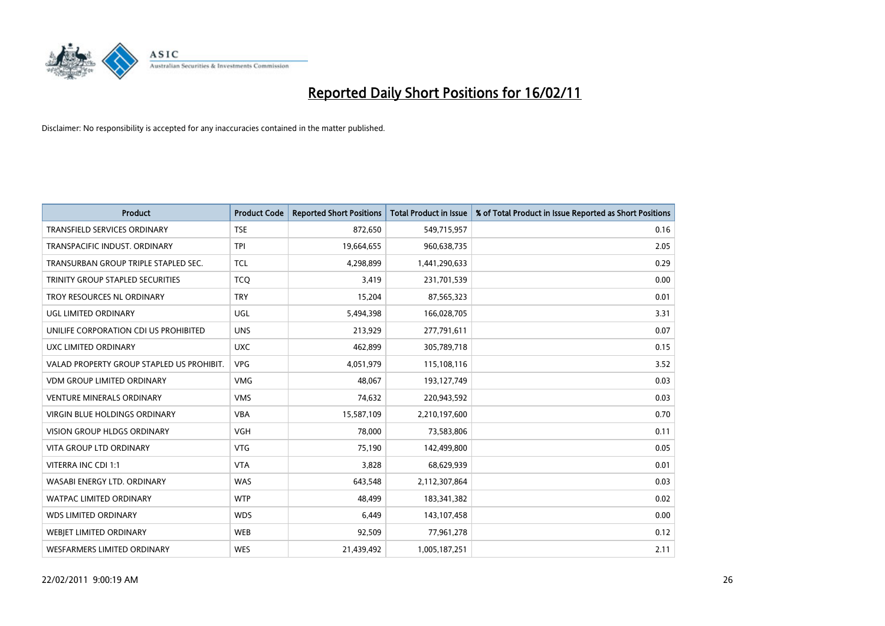# Reported Daily Short Positions for 16/02/11

Disclaimer: No responsibility is accepted for any inaccuracies contained in the matter published.

| Product | Product Code | Reported Short Positions | Total Product in Issue | % of Total Product in Issue Reported as Short Positions |
|---|---|---|---|---|
| TRANSFIELD SERVICES ORDINARY | TSE | 872,650 | 549,715,957 | 0.16 |
| TRANSPACIFIC INDUST. ORDINARY | TPI | 19,664,655 | 960,638,735 | 2.05 |
| TRANSURBAN GROUP TRIPLE STAPLED SEC. | TCL | 4,298,899 | 1,441,290,633 | 0.29 |
| TRINITY GROUP STAPLED SECURITIES | TCQ | 3,419 | 231,701,539 | 0.00 |
| TROY RESOURCES NL ORDINARY | TRY | 15,204 | 87,565,323 | 0.01 |
| UGL LIMITED ORDINARY | UGL | 5,494,398 | 166,028,705 | 3.31 |
| UNILIFE CORPORATION CDI US PROHIBITED | UNS | 213,929 | 277,791,611 | 0.07 |
| UXC LIMITED ORDINARY | UXC | 462,899 | 305,789,718 | 0.15 |
| VALAD PROPERTY GROUP STAPLED US PROHIBIT. | VPG | 4,051,979 | 115,108,116 | 3.52 |
| VDM GROUP LIMITED ORDINARY | VMG | 48,067 | 193,127,749 | 0.03 |
| VENTURE MINERALS ORDINARY | VMS | 74,632 | 220,943,592 | 0.03 |
| VIRGIN BLUE HOLDINGS ORDINARY | VBA | 15,587,109 | 2,210,197,600 | 0.70 |
| VISION GROUP HLDGS ORDINARY | VGH | 78,000 | 73,583,806 | 0.11 |
| VITA GROUP LTD ORDINARY | VTG | 75,190 | 142,499,800 | 0.05 |
| VITERRA INC CDI 1:1 | VTA | 3,828 | 68,629,939 | 0.01 |
| WASABI ENERGY LTD. ORDINARY | WAS | 643,548 | 2,112,307,864 | 0.03 |
| WATPAC LIMITED ORDINARY | WTP | 48,499 | 183,341,382 | 0.02 |
| WDS LIMITED ORDINARY | WDS | 6,449 | 143,107,458 | 0.00 |
| WEBJET LIMITED ORDINARY | WEB | 92,509 | 77,961,278 | 0.12 |
| WESFARMERS LIMITED ORDINARY | WES | 21,439,492 | 1,005,187,251 | 2.11 |

22/02/2011 9:00:19 AM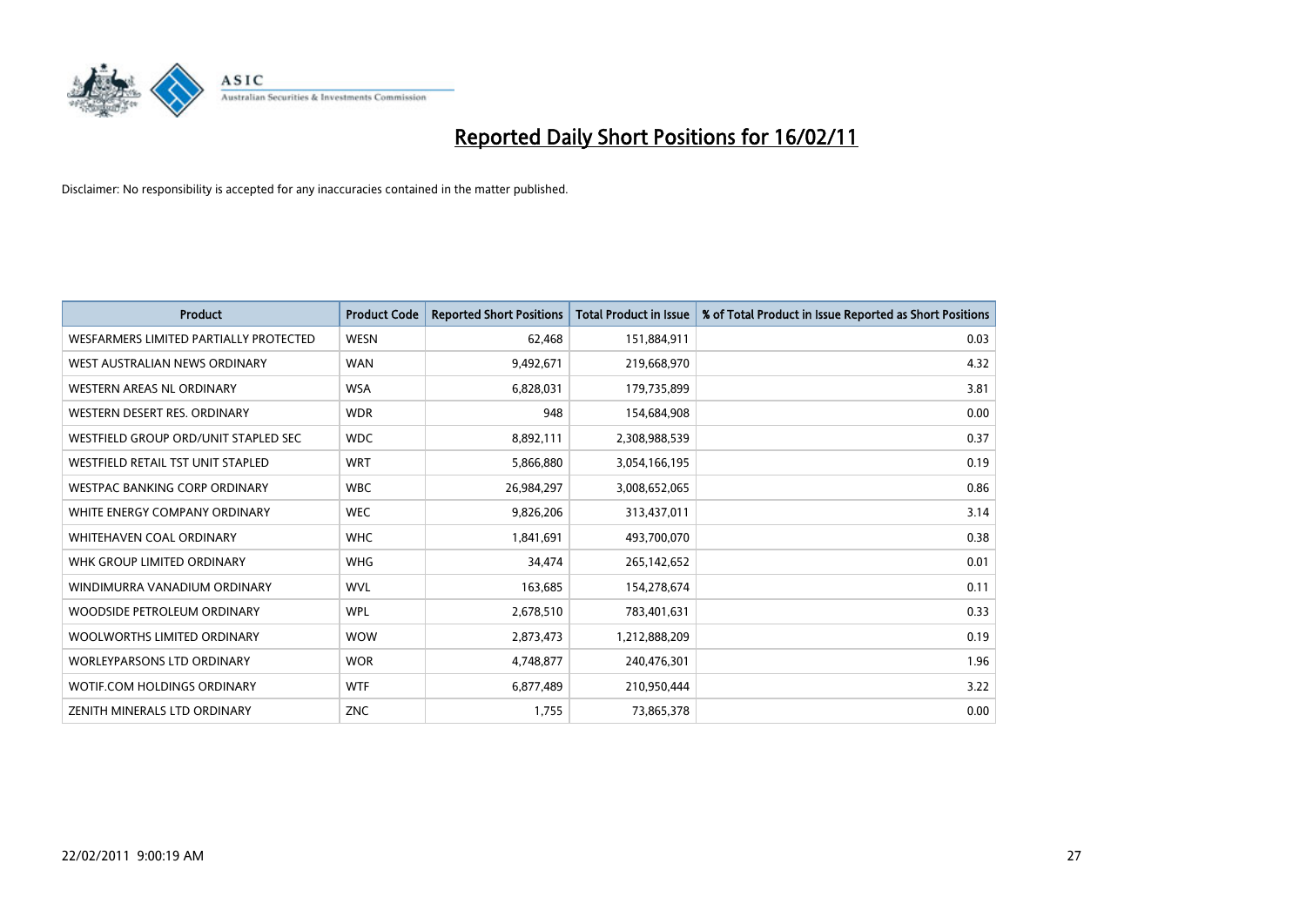# Reported Daily Short Positions for 16/02/11

Disclaimer: No responsibility is accepted for any inaccuracies contained in the matter published.

| Product | Product Code | Reported Short Positions | Total Product in Issue | % of Total Product in Issue Reported as Short Positions |
|---|---|---|---|---|
| WESFARMERS LIMITED PARTIALLY PROTECTED | WESN | 62,468 | 151,884,911 | 0.03 |
| WEST AUSTRALIAN NEWS ORDINARY | WAN | 9,492,671 | 219,668,970 | 4.32 |
| WESTERN AREAS NL ORDINARY | WSA | 6,828,031 | 179,735,899 | 3.81 |
| WESTERN DESERT RES. ORDINARY | WDR | 948 | 154,684,908 | 0.00 |
| WESTFIELD GROUP ORD/UNIT STAPLED SEC | WDC | 8,892,111 | 2,308,988,539 | 0.37 |
| WESTFIELD RETAIL TST UNIT STAPLED | WRT | 5,866,880 | 3,054,166,195 | 0.19 |
| WESTPAC BANKING CORP ORDINARY | WBC | 26,984,297 | 3,008,652,065 | 0.86 |
| WHITE ENERGY COMPANY ORDINARY | WEC | 9,826,206 | 313,437,011 | 3.14 |
| WHITEHAVEN COAL ORDINARY | WHC | 1,841,691 | 493,700,070 | 0.38 |
| WHK GROUP LIMITED ORDINARY | WHG | 34,474 | 265,142,652 | 0.01 |
| WINDIMURRA VANADIUM ORDINARY | WVL | 163,685 | 154,278,674 | 0.11 |
| WOODSIDE PETROLEUM ORDINARY | WPL | 2,678,510 | 783,401,631 | 0.33 |
| WOOLWORTHS LIMITED ORDINARY | WOW | 2,873,473 | 1,212,888,209 | 0.19 |
| WORLEYPARSONS LTD ORDINARY | WOR | 4,748,877 | 240,476,301 | 1.96 |
| WOTIF.COM HOLDINGS ORDINARY | WTF | 6,877,489 | 210,950,444 | 3.22 |
| ZENITH MINERALS LTD ORDINARY | ZNC | 1,755 | 73,865,378 | 0.00 |